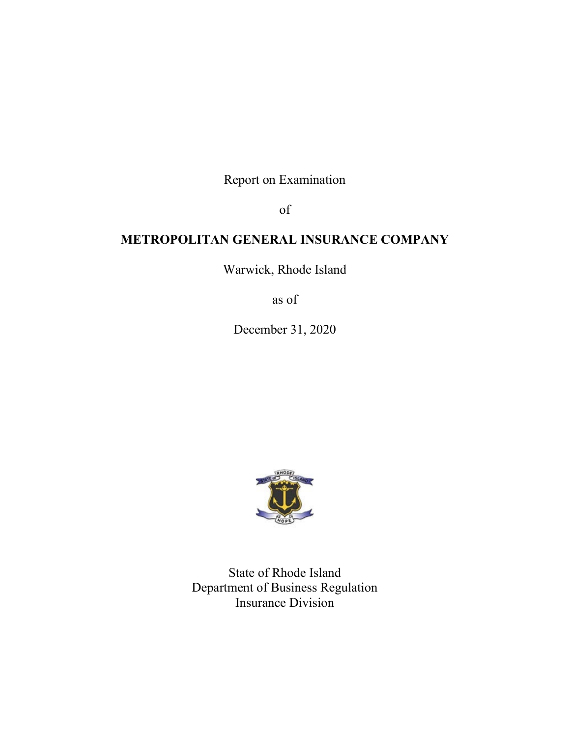Report on Examination

of

**METROPOLITAN GENERAL INSURANCE COMPANY**

Warwick, Rhode Island

as of

December 31, 2020

State of Rhode Island
Department of Business Regulation
Insurance Division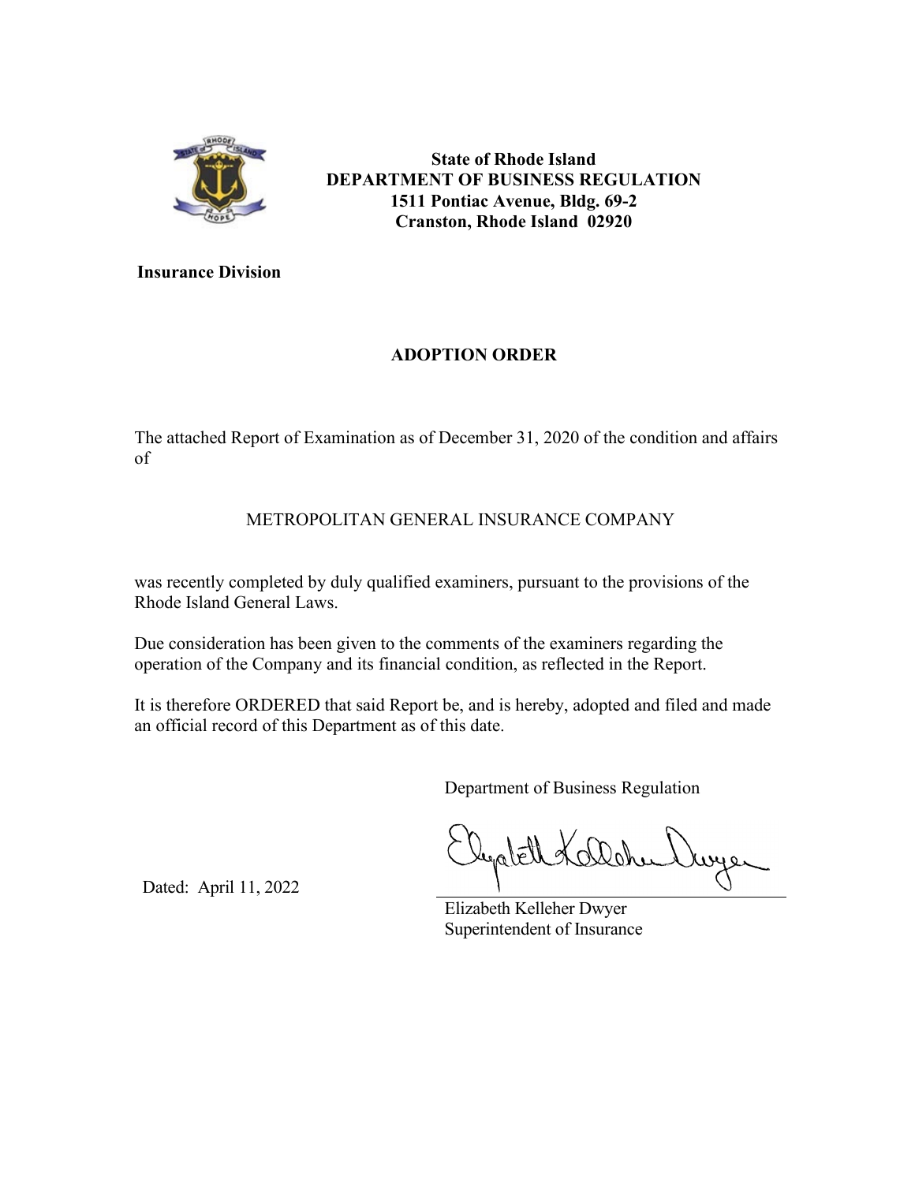**State of Rhode Island**
**DEPARTMENT OF BUSINESS REGULATION**
**1511 Pontiac Avenue, Bldg. 69-2**
**Cranston, Rhode Island 02920**

**Insurance Division**

## ADOPTION ORDER

The attached Report of Examination as of December 31, 2020 of the condition and affairs of

METROPOLITAN GENERAL INSURANCE COMPANY

was recently completed by duly qualified examiners, pursuant to the provisions of the Rhode Island General Laws.

Due consideration has been given to the comments of the examiners regarding the operation of the Company and its financial condition, as reflected in the Report.

It is therefore ORDERED that said Report be, and is hereby, adopted and filed and made an official record of this Department as of this date.

Department of Business Regulation

Dated: April 11, 2022

Elizabeth Kelleher Dwyer
Superintendent of Insurance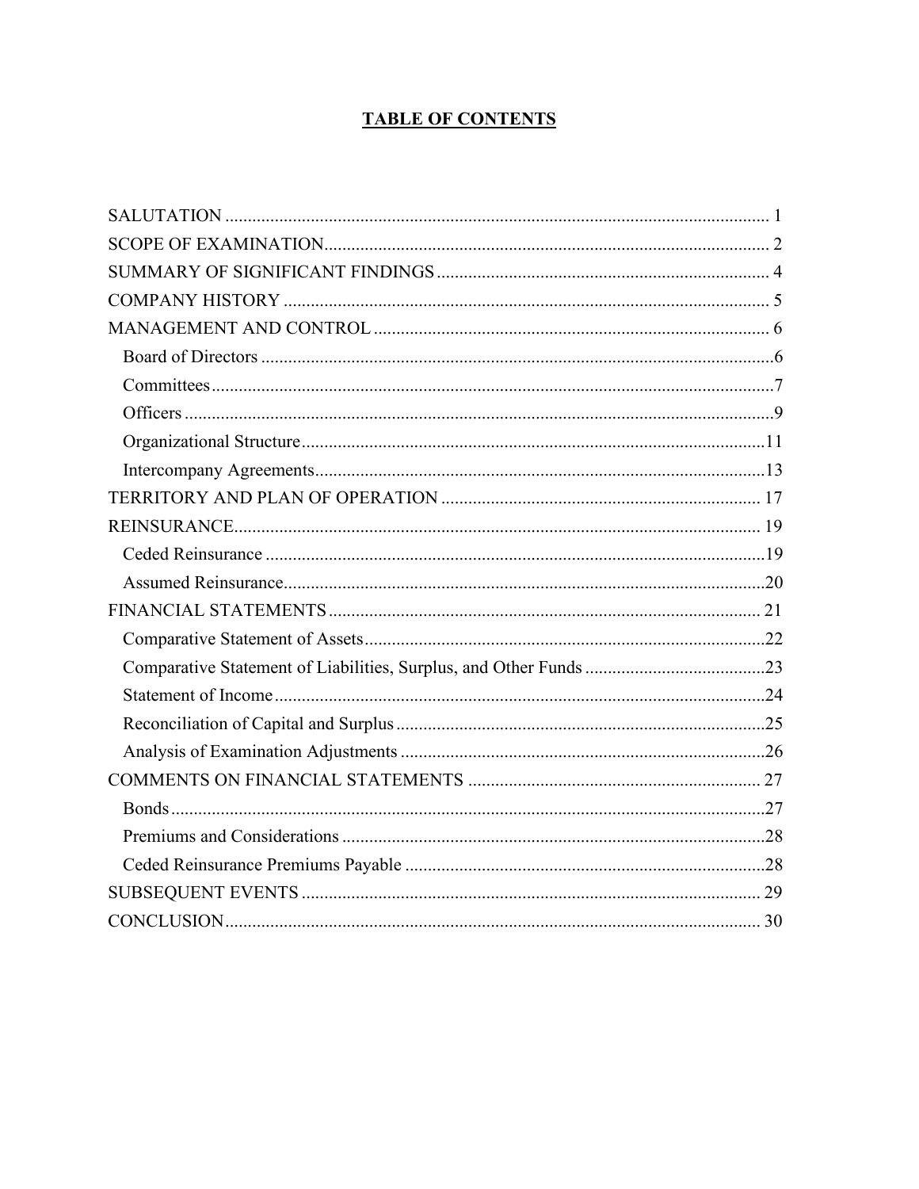# TABLE OF CONTENTS

SALUTATION ........................................................................................................................ 1
SCOPE OF EXAMINATION................................................................................................. 2
SUMMARY OF SIGNIFICANT FINDINGS ......................................................................... 4
COMPANY HISTORY ........................................................................................................... 5
MANAGEMENT AND CONTROL ....................................................................................... 6
  Board of Directors .................................................................................................................6
  Committees............................................................................................................................7
  Officers ..................................................................................................................................9
  Organizational Structure......................................................................................................11
  Intercompany Agreements...................................................................................................13
TERRITORY AND PLAN OF OPERATION ...................................................................... 17
REINSURANCE.................................................................................................................... 19
  Ceded Reinsurance ..............................................................................................................19
  Assumed Reinsurance..........................................................................................................20
FINANCIAL STATEMENTS ............................................................................................... 21
  Comparative Statement of Assets.........................................................................................22
  Comparative Statement of Liabilities, Surplus, and Other Funds ........................................23
  Statement of Income.............................................................................................................24
  Reconciliation of Capital and Surplus..................................................................................25
  Analysis of Examination Adjustments ................................................................................26
COMMENTS ON FINANCIAL STATEMENTS ................................................................ 27
  Bonds...................................................................................................................................27
  Premiums and Considerations .............................................................................................28
  Ceded Reinsurance Premiums Payable ...............................................................................28
SUBSEQUENT EVENTS ..................................................................................................... 29
CONCLUSION...................................................................................................................... 30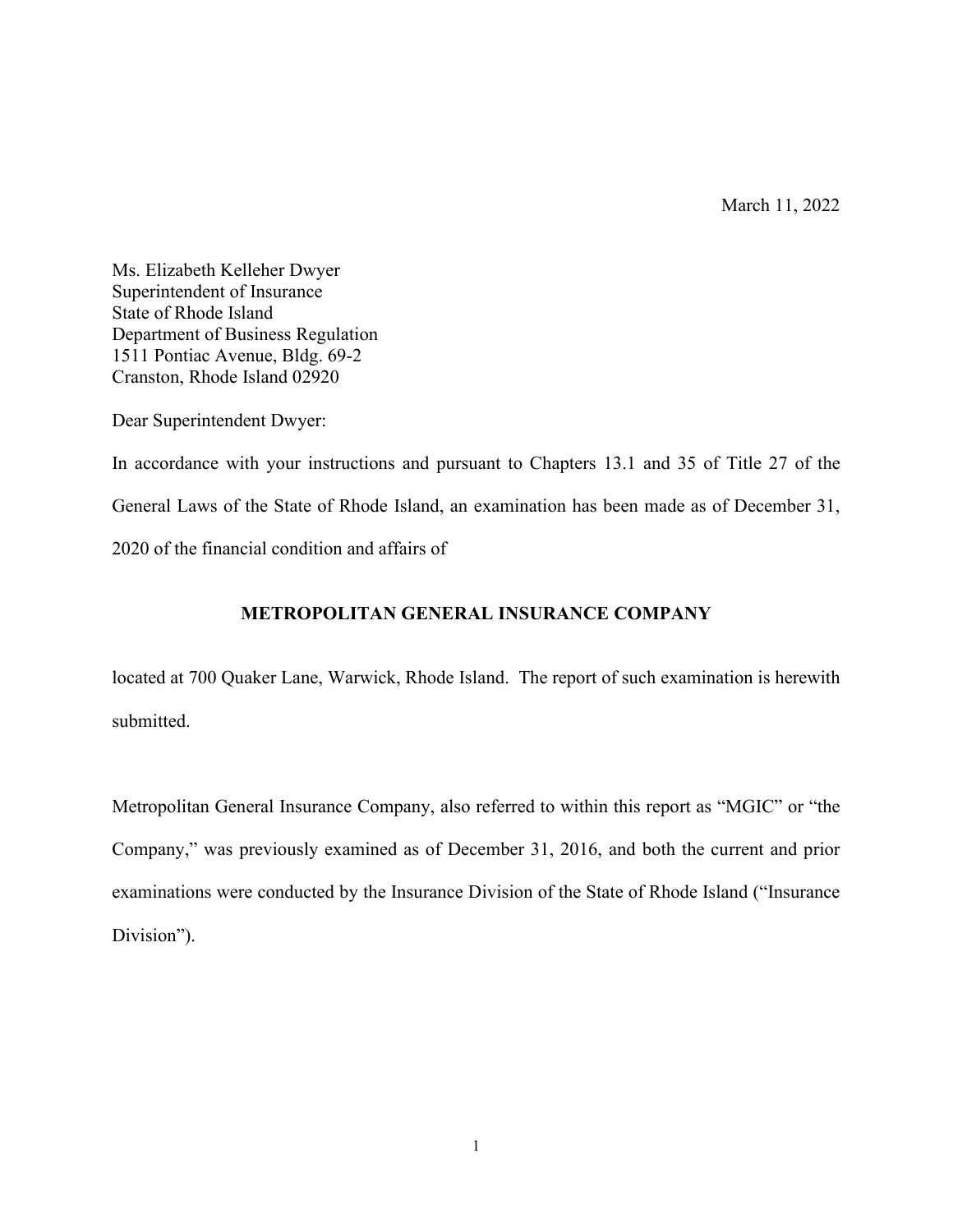March 11, 2022

Ms. Elizabeth Kelleher Dwyer
Superintendent of Insurance
State of Rhode Island
Department of Business Regulation
1511 Pontiac Avenue, Bldg. 69-2
Cranston, Rhode Island 02920

Dear Superintendent Dwyer:

In accordance with your instructions and pursuant to Chapters 13.1 and 35 of Title 27 of the General Laws of the State of Rhode Island, an examination has been made as of December 31, 2020 of the financial condition and affairs of

**METROPOLITAN GENERAL INSURANCE COMPANY**

located at 700 Quaker Lane, Warwick, Rhode Island. The report of such examination is herewith submitted.

Metropolitan General Insurance Company, also referred to within this report as "MGIC" or "the Company," was previously examined as of December 31, 2016, and both the current and prior examinations were conducted by the Insurance Division of the State of Rhode Island ("Insurance Division").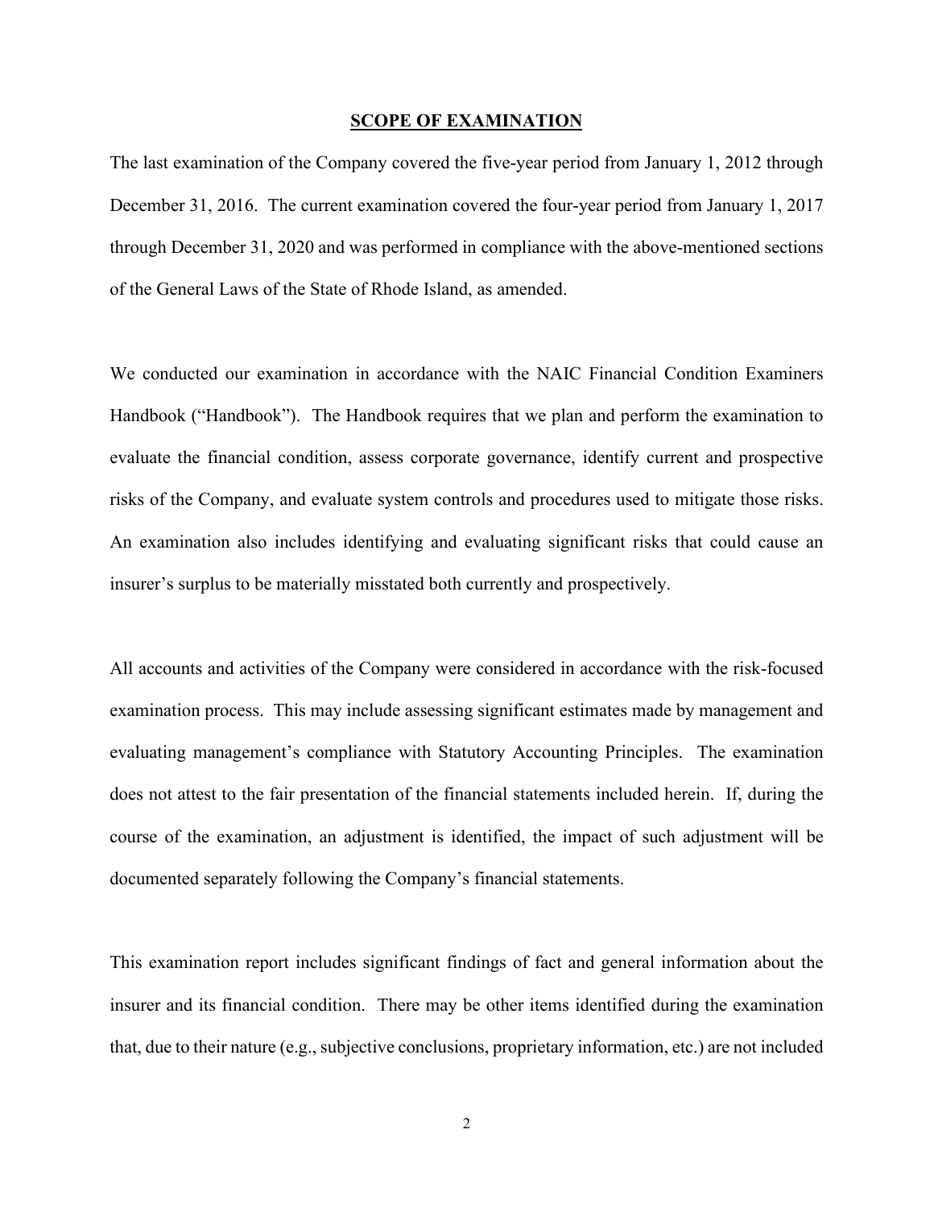## SCOPE OF EXAMINATION

The last examination of the Company covered the five-year period from January 1, 2012 through December 31, 2016. The current examination covered the four-year period from January 1, 2017 through December 31, 2020 and was performed in compliance with the above-mentioned sections of the General Laws of the State of Rhode Island, as amended.

We conducted our examination in accordance with the NAIC Financial Condition Examiners Handbook ("Handbook"). The Handbook requires that we plan and perform the examination to evaluate the financial condition, assess corporate governance, identify current and prospective risks of the Company, and evaluate system controls and procedures used to mitigate those risks. An examination also includes identifying and evaluating significant risks that could cause an insurer's surplus to be materially misstated both currently and prospectively.

All accounts and activities of the Company were considered in accordance with the risk-focused examination process. This may include assessing significant estimates made by management and evaluating management's compliance with Statutory Accounting Principles. The examination does not attest to the fair presentation of the financial statements included herein. If, during the course of the examination, an adjustment is identified, the impact of such adjustment will be documented separately following the Company's financial statements.

This examination report includes significant findings of fact and general information about the insurer and its financial condition. There may be other items identified during the examination that, due to their nature (e.g., subjective conclusions, proprietary information, etc.) are not included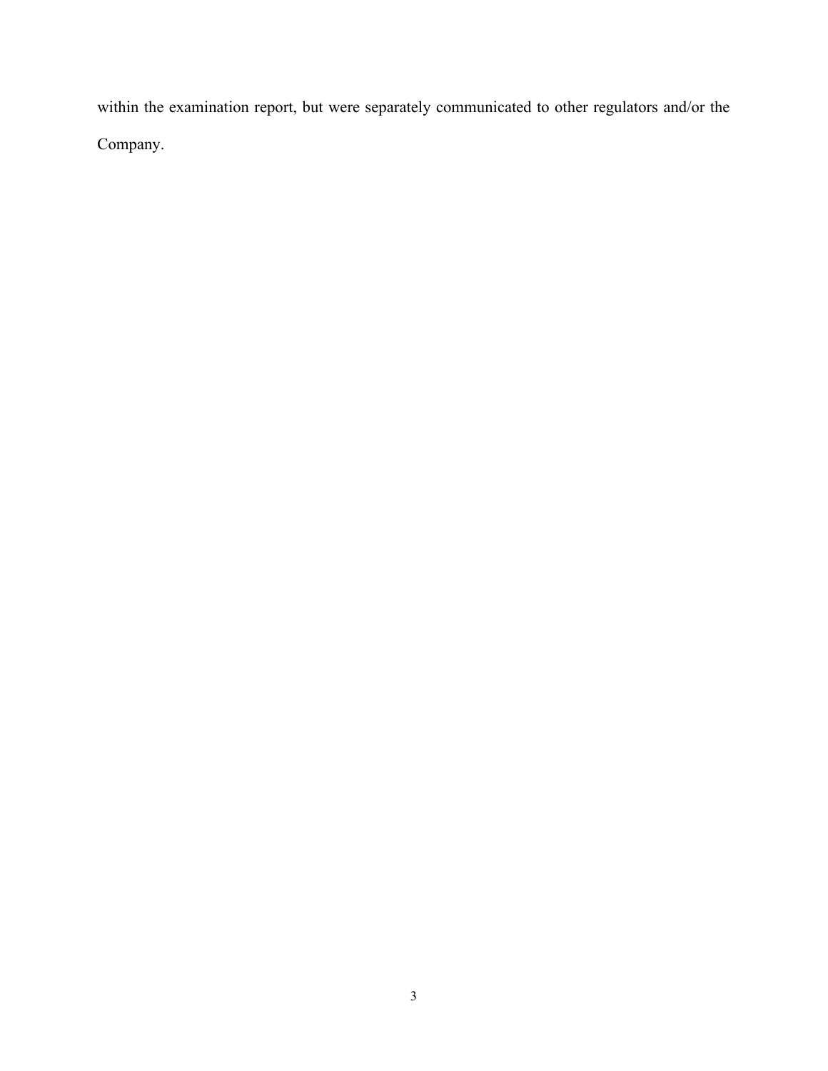within the examination report, but were separately communicated to other regulators and/or the Company.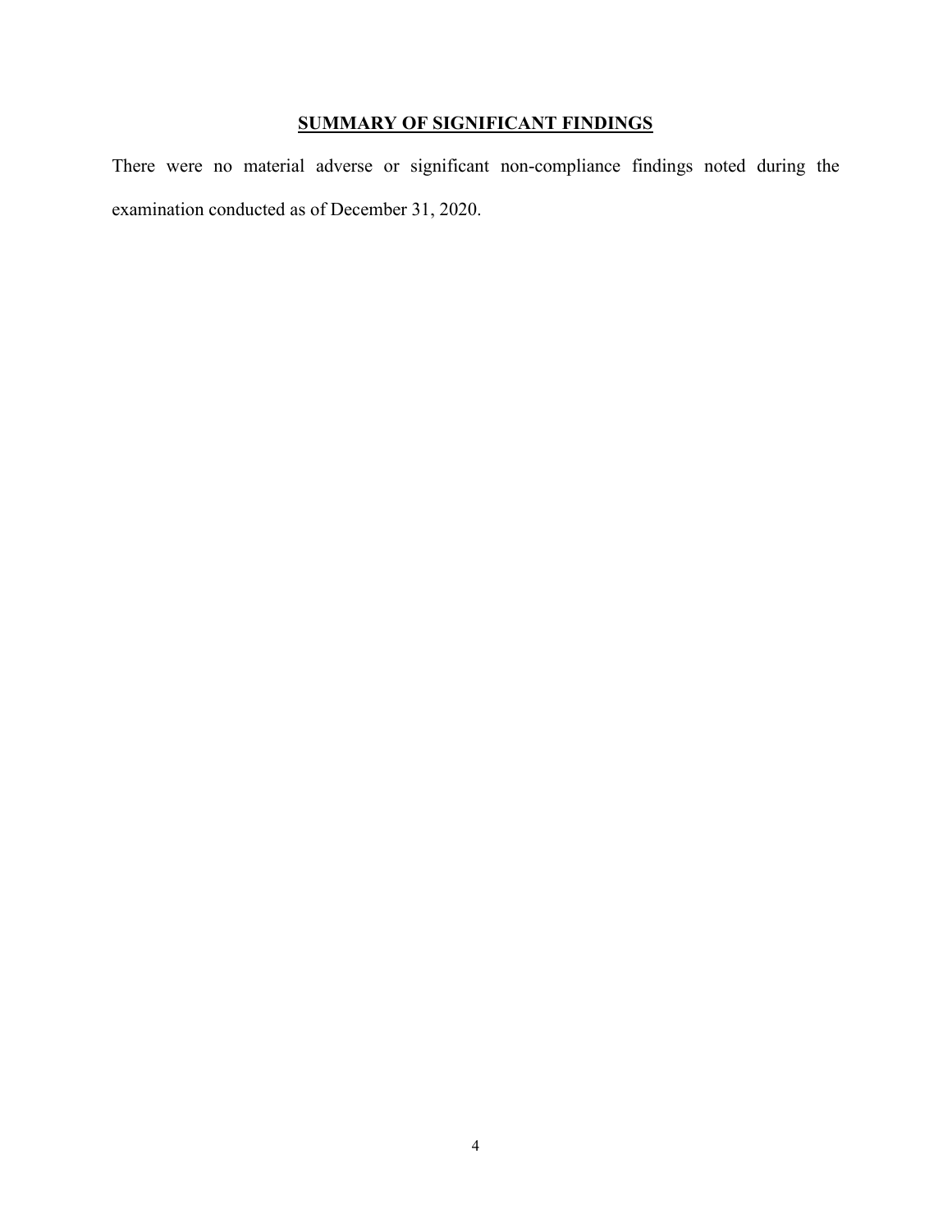## SUMMARY OF SIGNIFICANT FINDINGS

There were no material adverse or significant non-compliance findings noted during the examination conducted as of December 31, 2020.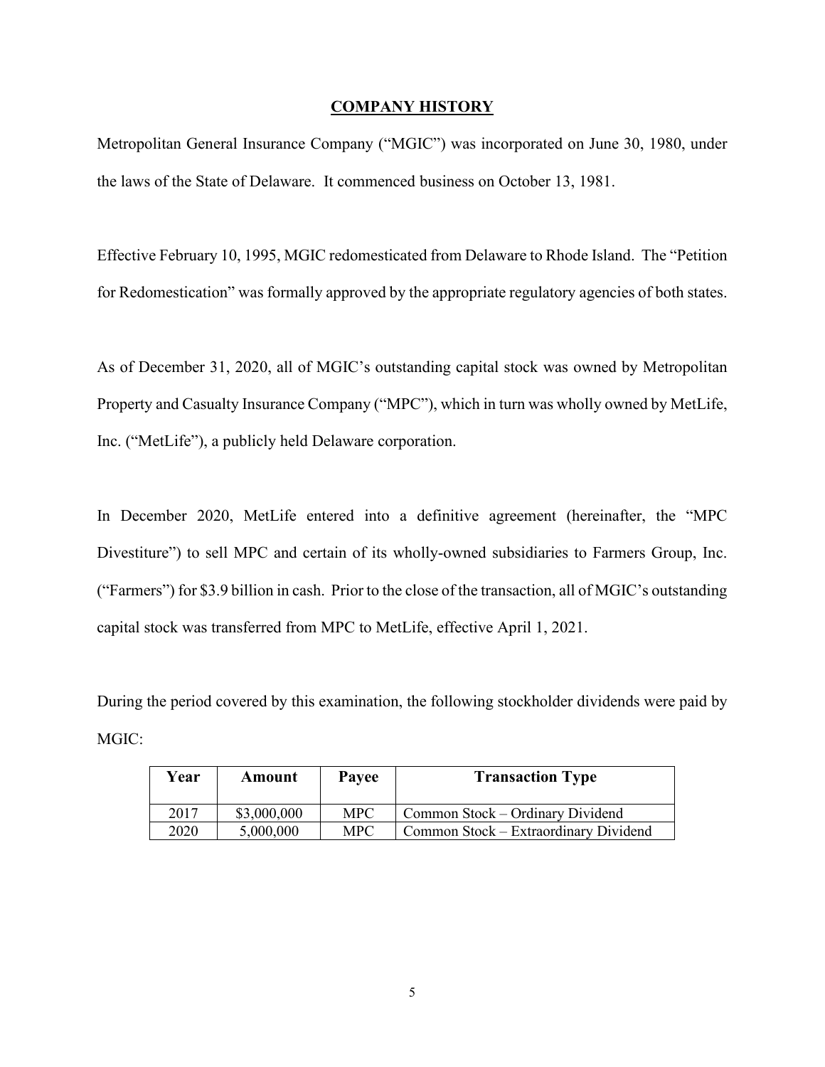## COMPANY HISTORY

Metropolitan General Insurance Company ("MGIC") was incorporated on June 30, 1980, under the laws of the State of Delaware. It commenced business on October 13, 1981.

Effective February 10, 1995, MGIC redomesticated from Delaware to Rhode Island. The "Petition for Redomestication" was formally approved by the appropriate regulatory agencies of both states.

As of December 31, 2020, all of MGIC's outstanding capital stock was owned by Metropolitan Property and Casualty Insurance Company ("MPC"), which in turn was wholly owned by MetLife, Inc. ("MetLife"), a publicly held Delaware corporation.

In December 2020, MetLife entered into a definitive agreement (hereinafter, the "MPC Divestiture") to sell MPC and certain of its wholly-owned subsidiaries to Farmers Group, Inc. ("Farmers") for $3.9 billion in cash. Prior to the close of the transaction, all of MGIC's outstanding capital stock was transferred from MPC to MetLife, effective April 1, 2021.

During the period covered by this examination, the following stockholder dividends were paid by MGIC:

| Year | Amount | Payee | Transaction Type |
|---|---|---|---|
| 2017 | $3,000,000 | MPC | Common Stock – Ordinary Dividend |
| 2020 | 5,000,000 | MPC | Common Stock – Extraordinary Dividend |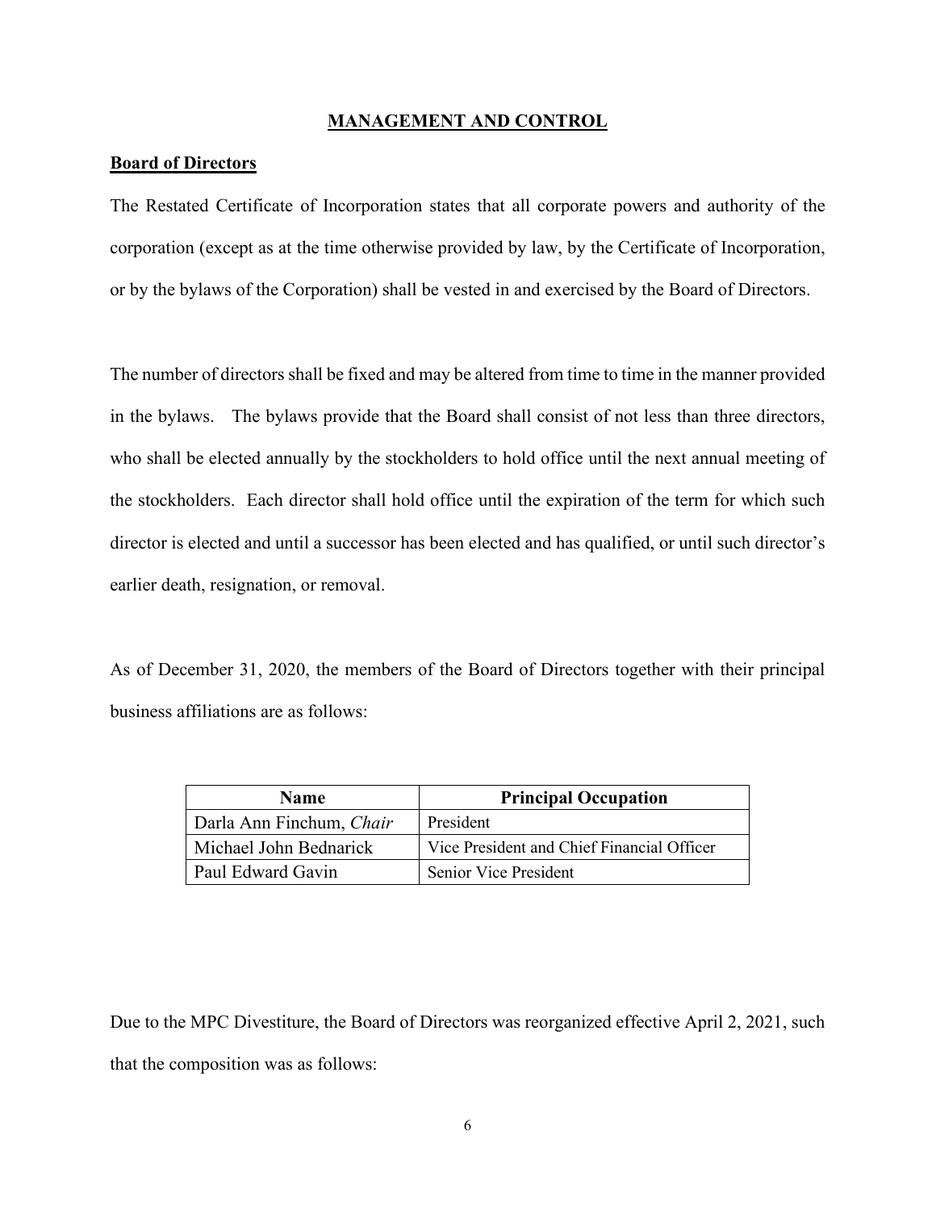## MANAGEMENT AND CONTROL

### Board of Directors

The Restated Certificate of Incorporation states that all corporate powers and authority of the corporation (except as at the time otherwise provided by law, by the Certificate of Incorporation, or by the bylaws of the Corporation) shall be vested in and exercised by the Board of Directors.

The number of directors shall be fixed and may be altered from time to time in the manner provided in the bylaws. The bylaws provide that the Board shall consist of not less than three directors, who shall be elected annually by the stockholders to hold office until the next annual meeting of the stockholders. Each director shall hold office until the expiration of the term for which such director is elected and until a successor has been elected and has qualified, or until such director's earlier death, resignation, or removal.

As of December 31, 2020, the members of the Board of Directors together with their principal business affiliations are as follows:

| Name | Principal Occupation |
| --- | --- |
| Darla Ann Finchum, *Chair* | President |
| Michael John Bednarick | Vice President and Chief Financial Officer |
| Paul Edward Gavin | Senior Vice President |

Due to the MPC Divestiture, the Board of Directors was reorganized effective April 2, 2021, such that the composition was as follows: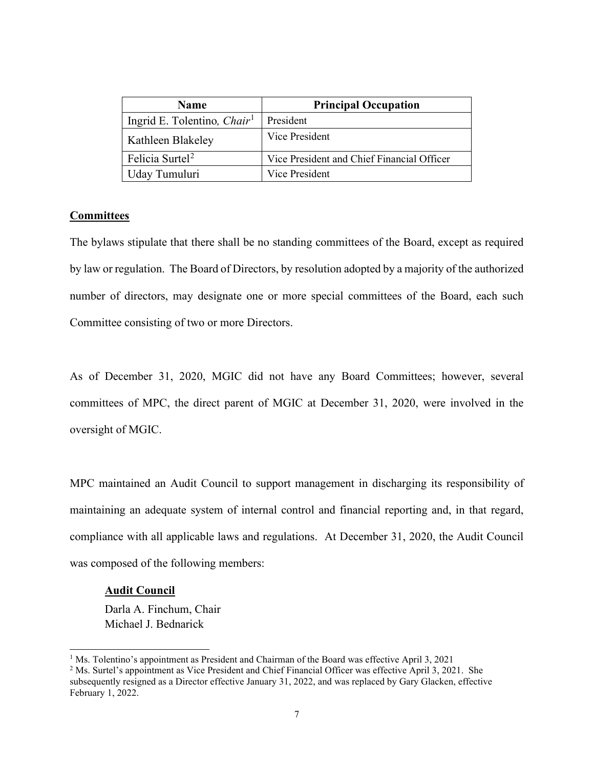| Name | Principal Occupation |
| --- | --- |
| Ingrid E. Tolentino, *Chair*[1] | President |
| Kathleen Blakeley | Vice President |
| Felicia Surtel[2] | Vice President and Chief Financial Officer |
| Uday Tumuluri | Vice President |

**Committees**

The bylaws stipulate that there shall be no standing committees of the Board, except as required by law or regulation. The Board of Directors, by resolution adopted by a majority of the authorized number of directors, may designate one or more special committees of the Board, each such Committee consisting of two or more Directors.

As of December 31, 2020, MGIC did not have any Board Committees; however, several committees of MPC, the direct parent of MGIC at December 31, 2020, were involved in the oversight of MGIC.

MPC maintained an Audit Council to support management in discharging its responsibility of maintaining an adequate system of internal control and financial reporting and, in that regard, compliance with all applicable laws and regulations. At December 31, 2020, the Audit Council was composed of the following members:

**Audit Council**

Darla A. Finchum, Chair
Michael J. Bednarick

[1] Ms. Tolentino's appointment as President and Chairman of the Board was effective April 3, 2021

[2] Ms. Surtel's appointment as Vice President and Chief Financial Officer was effective April 3, 2021. She subsequently resigned as a Director effective January 31, 2022, and was replaced by Gary Glacken, effective February 1, 2022.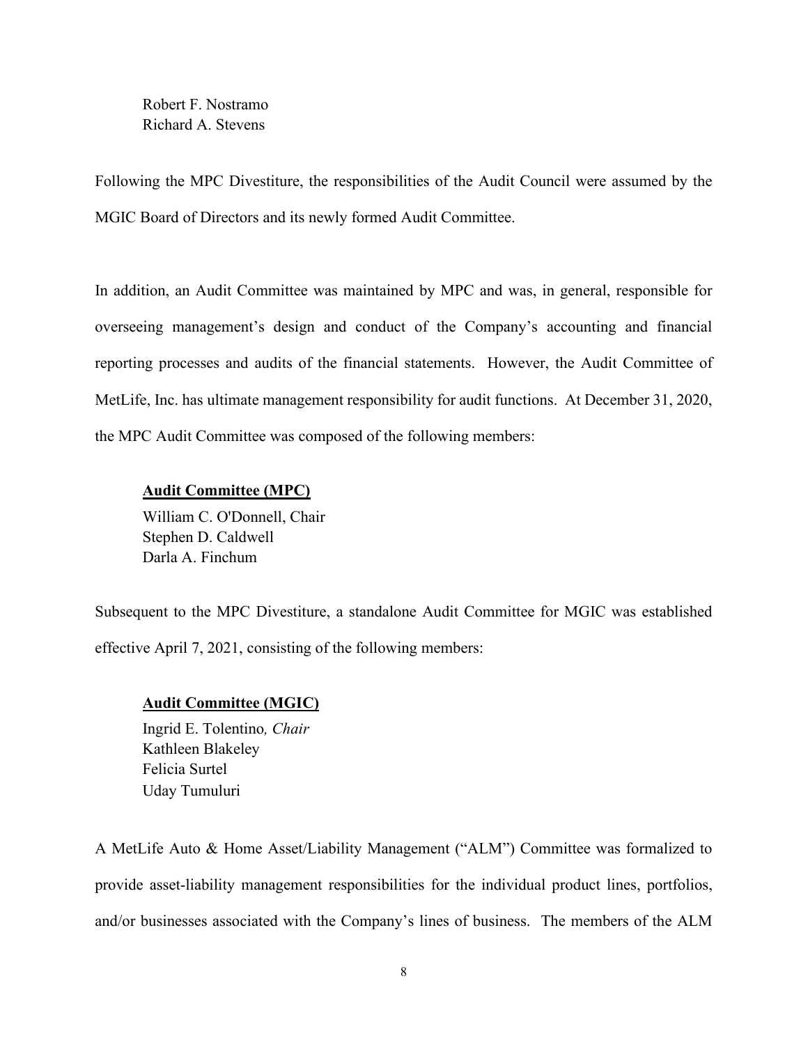Robert F. Nostramo
Richard A. Stevens

Following the MPC Divestiture, the responsibilities of the Audit Council were assumed by the MGIC Board of Directors and its newly formed Audit Committee.

In addition, an Audit Committee was maintained by MPC and was, in general, responsible for overseeing management's design and conduct of the Company's accounting and financial reporting processes and audits of the financial statements. However, the Audit Committee of MetLife, Inc. has ultimate management responsibility for audit functions. At December 31, 2020, the MPC Audit Committee was composed of the following members:

**Audit Committee (MPC)**

William C. O'Donnell, Chair
Stephen D. Caldwell
Darla A. Finchum

Subsequent to the MPC Divestiture, a standalone Audit Committee for MGIC was established effective April 7, 2021, consisting of the following members:

**Audit Committee (MGIC)**

Ingrid E. Tolentino*, Chair*
Kathleen Blakeley
Felicia Surtel
Uday Tumuluri

A MetLife Auto & Home Asset/Liability Management ("ALM") Committee was formalized to provide asset-liability management responsibilities for the individual product lines, portfolios, and/or businesses associated with the Company's lines of business. The members of the ALM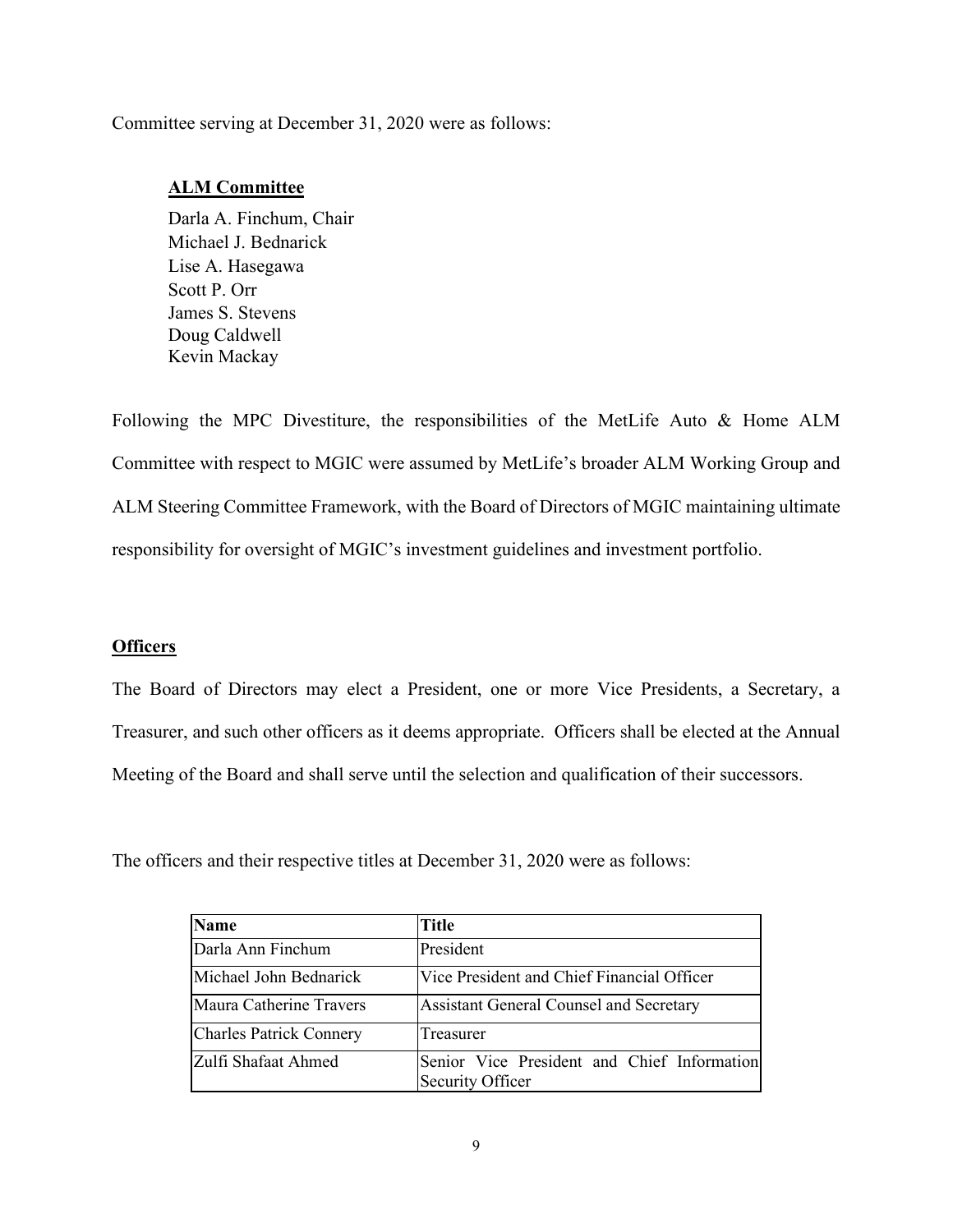Committee serving at December 31, 2020 were as follows:

**ALM Committee**

Darla A. Finchum, Chair
Michael J. Bednarick
Lise A. Hasegawa
Scott P. Orr
James S. Stevens
Doug Caldwell
Kevin Mackay

Following the MPC Divestiture, the responsibilities of the MetLife Auto & Home ALM Committee with respect to MGIC were assumed by MetLife's broader ALM Working Group and ALM Steering Committee Framework, with the Board of Directors of MGIC maintaining ultimate responsibility for oversight of MGIC's investment guidelines and investment portfolio.

**Officers**

The Board of Directors may elect a President, one or more Vice Presidents, a Secretary, a Treasurer, and such other officers as it deems appropriate. Officers shall be elected at the Annual Meeting of the Board and shall serve until the selection and qualification of their successors.

The officers and their respective titles at December 31, 2020 were as follows:

| Name | Title |
|---|---|
| Darla Ann Finchum | President |
| Michael John Bednarick | Vice President and Chief Financial Officer |
| Maura Catherine Travers | Assistant General Counsel and Secretary |
| Charles Patrick Connery | Treasurer |
| Zulfi Shafaat Ahmed | Senior Vice President and Chief Information Security Officer |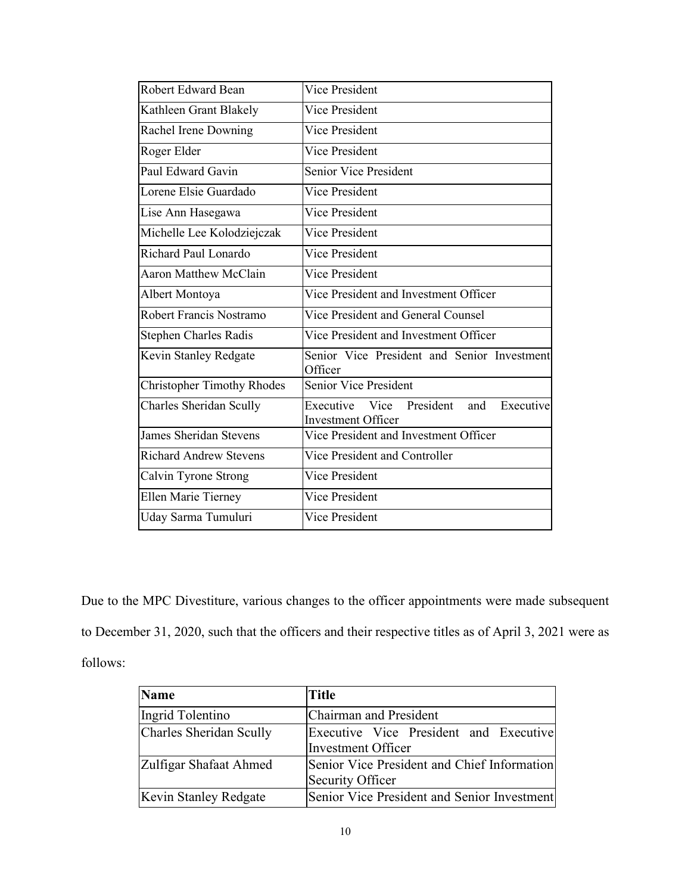| | |
|---|---|
| Robert Edward Bean | Vice President |
| Kathleen Grant Blakely | Vice President |
| Rachel Irene Downing | Vice President |
| Roger Elder | Vice President |
| Paul Edward Gavin | Senior Vice President |
| Lorene Elsie Guardado | Vice President |
| Lise Ann Hasegawa | Vice President |
| Michelle Lee Kolodziejczak | Vice President |
| Richard Paul Lonardo | Vice President |
| Aaron Matthew McClain | Vice President |
| Albert Montoya | Vice President and Investment Officer |
| Robert Francis Nostramo | Vice President and General Counsel |
| Stephen Charles Radis | Vice President and Investment Officer |
| Kevin Stanley Redgate | Senior Vice President and Senior Investment Officer |
| Christopher Timothy Rhodes | Senior Vice President |
| Charles Sheridan Scully | Executive Vice President and Executive Investment Officer |
| James Sheridan Stevens | Vice President and Investment Officer |
| Richard Andrew Stevens | Vice President and Controller |
| Calvin Tyrone Strong | Vice President |
| Ellen Marie Tierney | Vice President |
| Uday Sarma Tumuluri | Vice President |

Due to the MPC Divestiture, various changes to the officer appointments were made subsequent to December 31, 2020, such that the officers and their respective titles as of April 3, 2021 were as follows:

| Name | Title |
|---|---|
| Ingrid Tolentino | Chairman and President |
| Charles Sheridan Scully | Executive Vice President and Executive Investment Officer |
| Zulfigar Shafaat Ahmed | Senior Vice President and Chief Information Security Officer |
| Kevin Stanley Redgate | Senior Vice President and Senior Investment |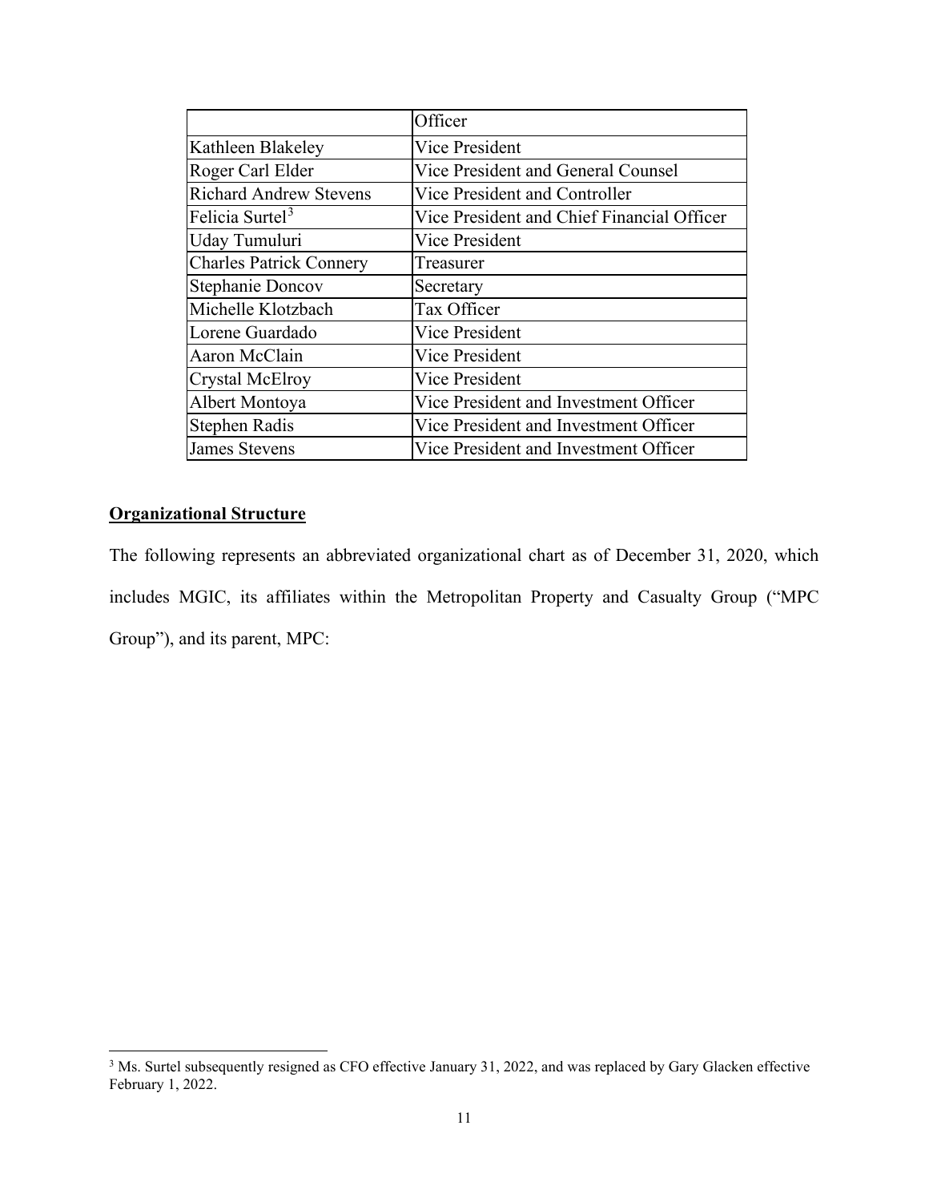| | Officer |
|---|---|
| Kathleen Blakeley | Vice President |
| Roger Carl Elder | Vice President and General Counsel |
| Richard Andrew Stevens | Vice President and Controller |
| Felicia Surtel[3] | Vice President and Chief Financial Officer |
| Uday Tumuluri | Vice President |
| Charles Patrick Connery | Treasurer |
| Stephanie Doncov | Secretary |
| Michelle Klotzbach | Tax Officer |
| Lorene Guardado | Vice President |
| Aaron McClain | Vice President |
| Crystal McElroy | Vice President |
| Albert Montoya | Vice President and Investment Officer |
| Stephen Radis | Vice President and Investment Officer |
| James Stevens | Vice President and Investment Officer |

**Organizational Structure**

The following represents an abbreviated organizational chart as of December 31, 2020, which includes MGIC, its affiliates within the Metropolitan Property and Casualty Group ("MPC Group"), and its parent, MPC:

[3] Ms. Surtel subsequently resigned as CFO effective January 31, 2022, and was replaced by Gary Glacken effective February 1, 2022.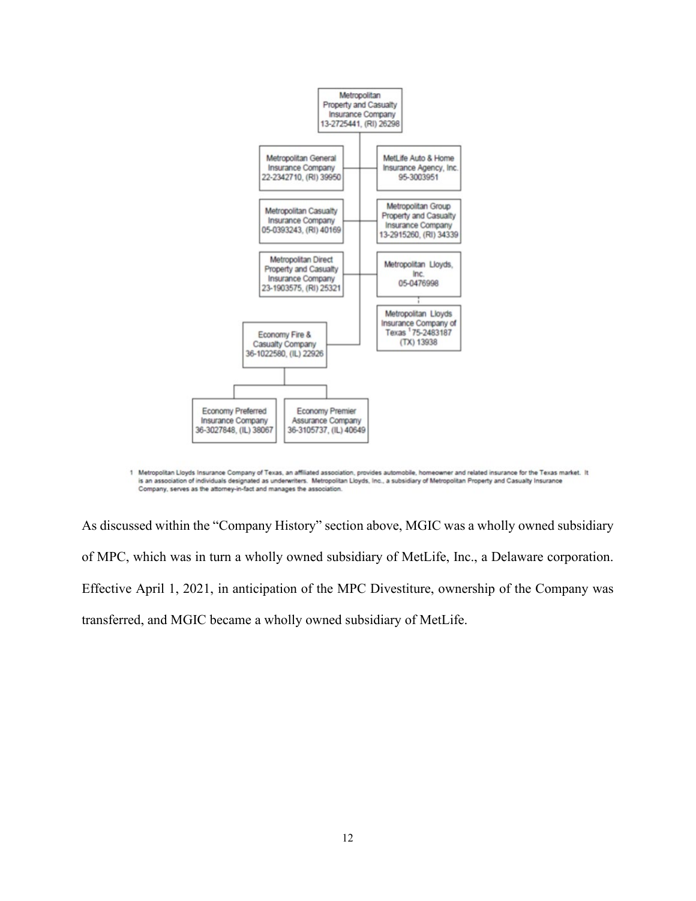Metropolitan Property and Casualty Insurance Company
13-2725441, (RI) 26298

- Metropolitan General Insurance Company 22-2342710, (RI) 39950
- MetLife Auto & Home Insurance Agency, Inc. 95-3003951
- Metropolitan Casualty Insurance Company 05-0393243, (RI) 40169
- Metropolitan Group Property and Casualty Insurance Company 13-2915260, (RI) 34339
- Metropolitan Direct Property and Casualty Insurance Company 23-1903575, (RI) 25321
- Metropolitan Lloyds, Inc. 05-0476998
  - Metropolitan Lloyds Insurance Company of Texas [1] 75-2483187 (TX) 13938
- Economy Fire & Casualty Company 36-1022580, (IL) 22926
  - Economy Preferred Insurance Company 36-3027848, (IL) 38067
  - Economy Premier Assurance Company 36-3105737, (IL) 40649

1 Metropolitan Lloyds Insurance Company of Texas, an affiliated association, provides automobile, homeowner and related insurance for the Texas market. It is an association of individuals designated as underwriters. Metropolitan Lloyds, Inc., a subsidiary of Metropolitan Property and Casualty Insurance Company, serves as the attorney-in-fact and manages the association.

As discussed within the "Company History" section above, MGIC was a wholly owned subsidiary of MPC, which was in turn a wholly owned subsidiary of MetLife, Inc., a Delaware corporation. Effective April 1, 2021, in anticipation of the MPC Divestiture, ownership of the Company was transferred, and MGIC became a wholly owned subsidiary of MetLife.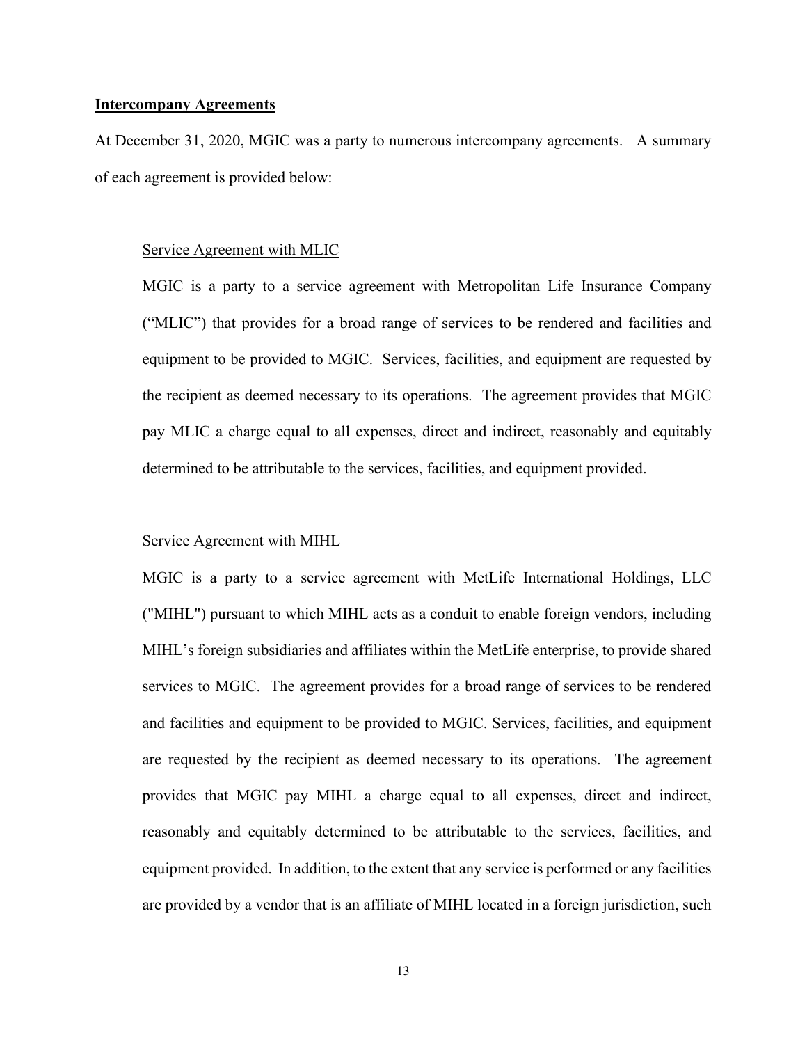**Intercompany Agreements**

At December 31, 2020, MGIC was a party to numerous intercompany agreements. A summary of each agreement is provided below:

Service Agreement with MLIC

MGIC is a party to a service agreement with Metropolitan Life Insurance Company ("MLIC") that provides for a broad range of services to be rendered and facilities and equipment to be provided to MGIC. Services, facilities, and equipment are requested by the recipient as deemed necessary to its operations. The agreement provides that MGIC pay MLIC a charge equal to all expenses, direct and indirect, reasonably and equitably determined to be attributable to the services, facilities, and equipment provided.

Service Agreement with MIHL

MGIC is a party to a service agreement with MetLife International Holdings, LLC ("MIHL") pursuant to which MIHL acts as a conduit to enable foreign vendors, including MIHL's foreign subsidiaries and affiliates within the MetLife enterprise, to provide shared services to MGIC. The agreement provides for a broad range of services to be rendered and facilities and equipment to be provided to MGIC. Services, facilities, and equipment are requested by the recipient as deemed necessary to its operations. The agreement provides that MGIC pay MIHL a charge equal to all expenses, direct and indirect, reasonably and equitably determined to be attributable to the services, facilities, and equipment provided. In addition, to the extent that any service is performed or any facilities are provided by a vendor that is an affiliate of MIHL located in a foreign jurisdiction, such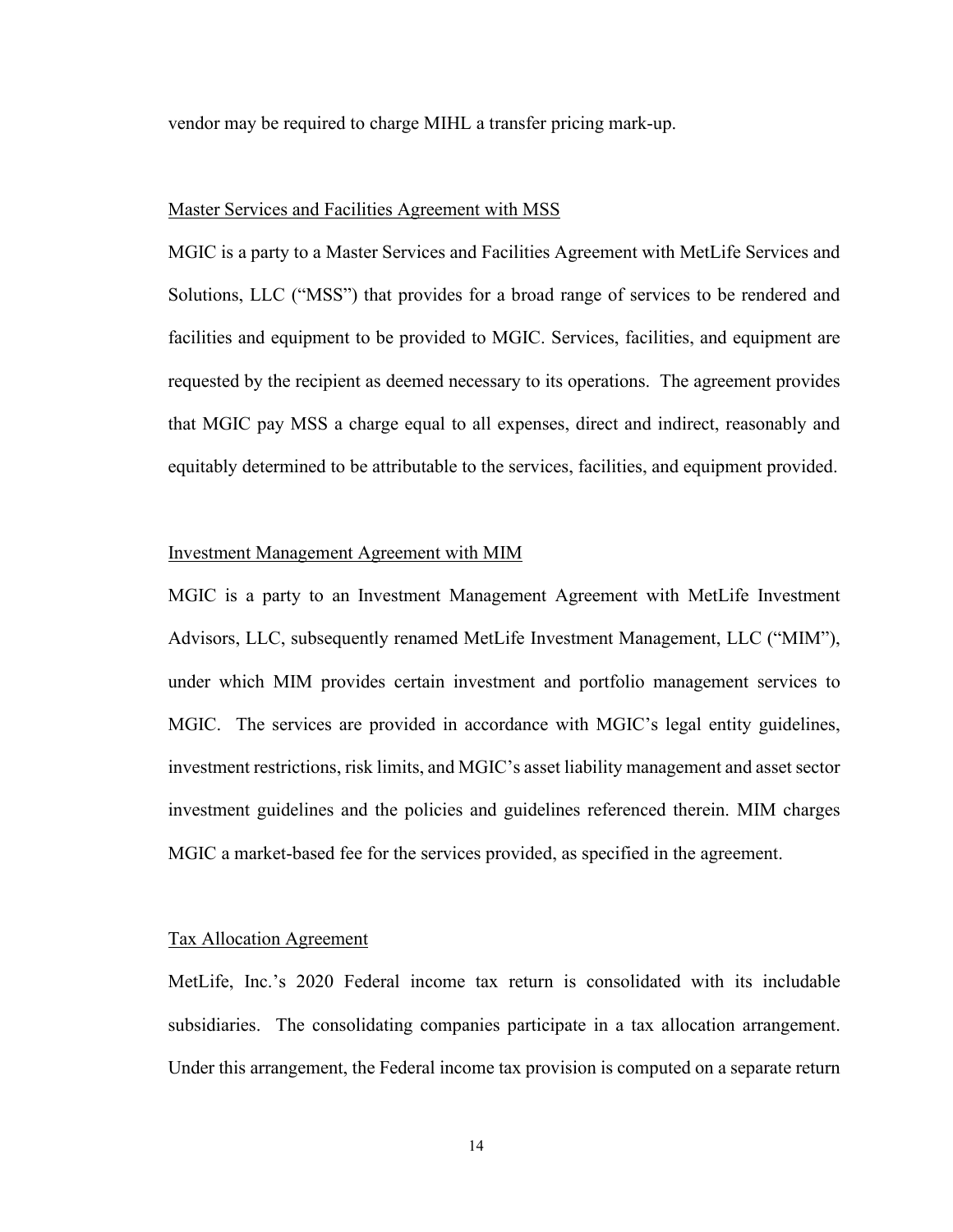vendor may be required to charge MIHL a transfer pricing mark-up.

Master Services and Facilities Agreement with MSS

MGIC is a party to a Master Services and Facilities Agreement with MetLife Services and Solutions, LLC ("MSS") that provides for a broad range of services to be rendered and facilities and equipment to be provided to MGIC. Services, facilities, and equipment are requested by the recipient as deemed necessary to its operations. The agreement provides that MGIC pay MSS a charge equal to all expenses, direct and indirect, reasonably and equitably determined to be attributable to the services, facilities, and equipment provided.

Investment Management Agreement with MIM

MGIC is a party to an Investment Management Agreement with MetLife Investment Advisors, LLC, subsequently renamed MetLife Investment Management, LLC ("MIM"), under which MIM provides certain investment and portfolio management services to MGIC. The services are provided in accordance with MGIC's legal entity guidelines, investment restrictions, risk limits, and MGIC's asset liability management and asset sector investment guidelines and the policies and guidelines referenced therein. MIM charges MGIC a market-based fee for the services provided, as specified in the agreement.

Tax Allocation Agreement

MetLife, Inc.'s 2020 Federal income tax return is consolidated with its includable subsidiaries. The consolidating companies participate in a tax allocation arrangement. Under this arrangement, the Federal income tax provision is computed on a separate return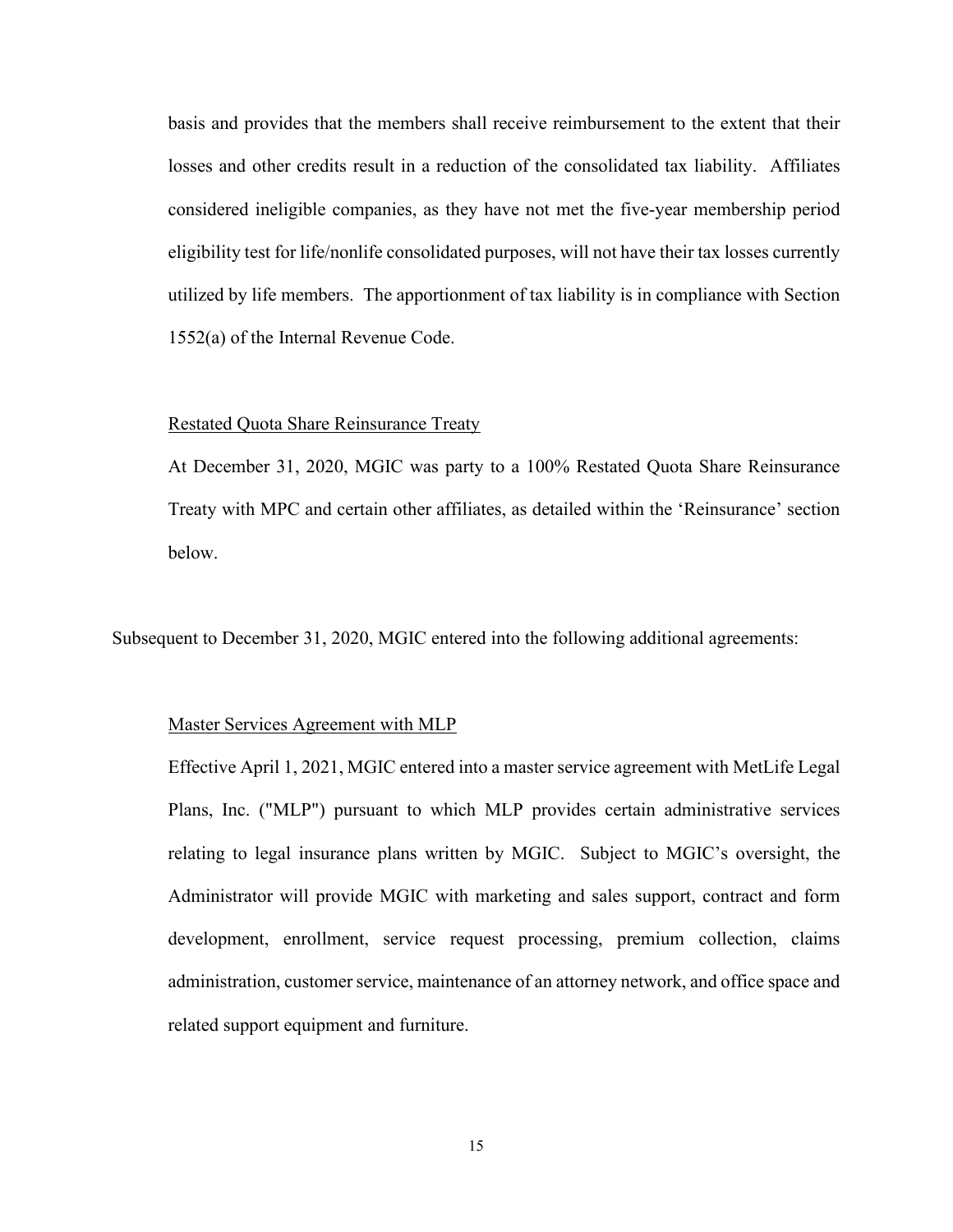basis and provides that the members shall receive reimbursement to the extent that their losses and other credits result in a reduction of the consolidated tax liability. Affiliates considered ineligible companies, as they have not met the five-year membership period eligibility test for life/nonlife consolidated purposes, will not have their tax losses currently utilized by life members. The apportionment of tax liability is in compliance with Section 1552(a) of the Internal Revenue Code.

Restated Quota Share Reinsurance Treaty

At December 31, 2020, MGIC was party to a 100% Restated Quota Share Reinsurance Treaty with MPC and certain other affiliates, as detailed within the 'Reinsurance' section below.

Subsequent to December 31, 2020, MGIC entered into the following additional agreements:

Master Services Agreement with MLP

Effective April 1, 2021, MGIC entered into a master service agreement with MetLife Legal Plans, Inc. ("MLP") pursuant to which MLP provides certain administrative services relating to legal insurance plans written by MGIC. Subject to MGIC's oversight, the Administrator will provide MGIC with marketing and sales support, contract and form development, enrollment, service request processing, premium collection, claims administration, customer service, maintenance of an attorney network, and office space and related support equipment and furniture.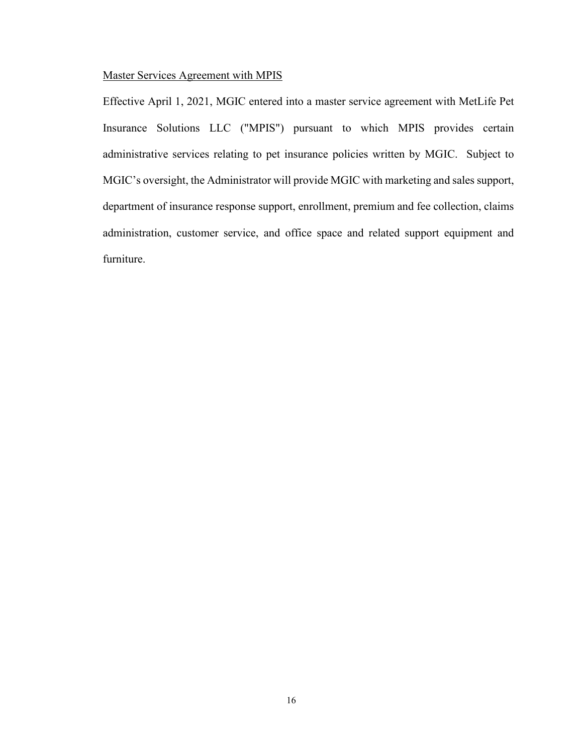<u>Master Services Agreement with MPIS</u>

Effective April 1, 2021, MGIC entered into a master service agreement with MetLife Pet Insurance Solutions LLC ("MPIS") pursuant to which MPIS provides certain administrative services relating to pet insurance policies written by MGIC. Subject to MGIC's oversight, the Administrator will provide MGIC with marketing and sales support, department of insurance response support, enrollment, premium and fee collection, claims administration, customer service, and office space and related support equipment and furniture.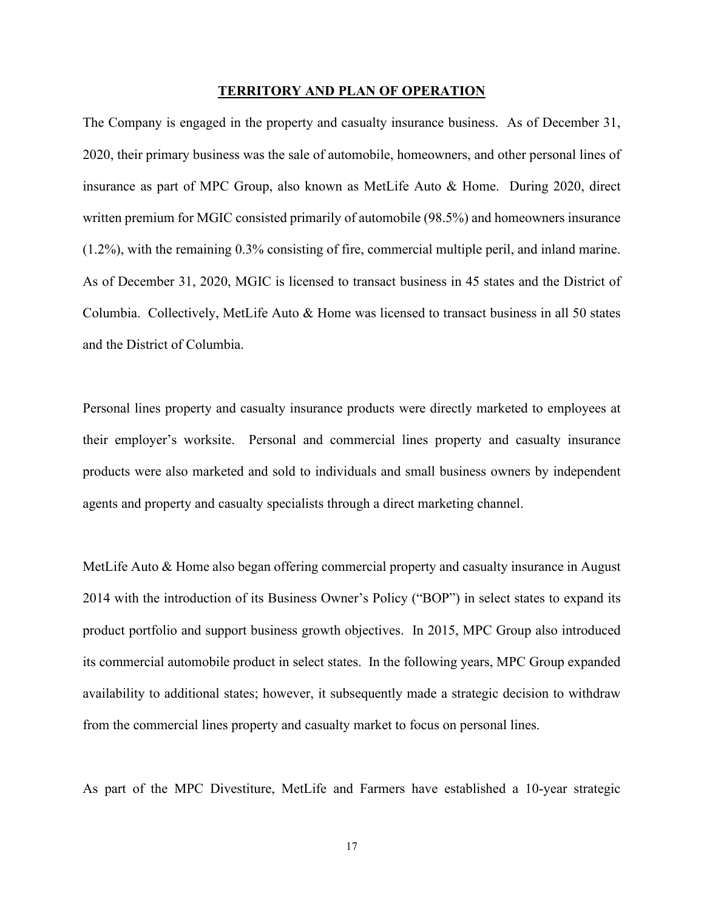## TERRITORY AND PLAN OF OPERATION

The Company is engaged in the property and casualty insurance business. As of December 31, 2020, their primary business was the sale of automobile, homeowners, and other personal lines of insurance as part of MPC Group, also known as MetLife Auto & Home. During 2020, direct written premium for MGIC consisted primarily of automobile (98.5%) and homeowners insurance (1.2%), with the remaining 0.3% consisting of fire, commercial multiple peril, and inland marine. As of December 31, 2020, MGIC is licensed to transact business in 45 states and the District of Columbia. Collectively, MetLife Auto & Home was licensed to transact business in all 50 states and the District of Columbia.

Personal lines property and casualty insurance products were directly marketed to employees at their employer's worksite. Personal and commercial lines property and casualty insurance products were also marketed and sold to individuals and small business owners by independent agents and property and casualty specialists through a direct marketing channel.

MetLife Auto & Home also began offering commercial property and casualty insurance in August 2014 with the introduction of its Business Owner's Policy ("BOP") in select states to expand its product portfolio and support business growth objectives. In 2015, MPC Group also introduced its commercial automobile product in select states. In the following years, MPC Group expanded availability to additional states; however, it subsequently made a strategic decision to withdraw from the commercial lines property and casualty market to focus on personal lines.

As part of the MPC Divestiture, MetLife and Farmers have established a 10-year strategic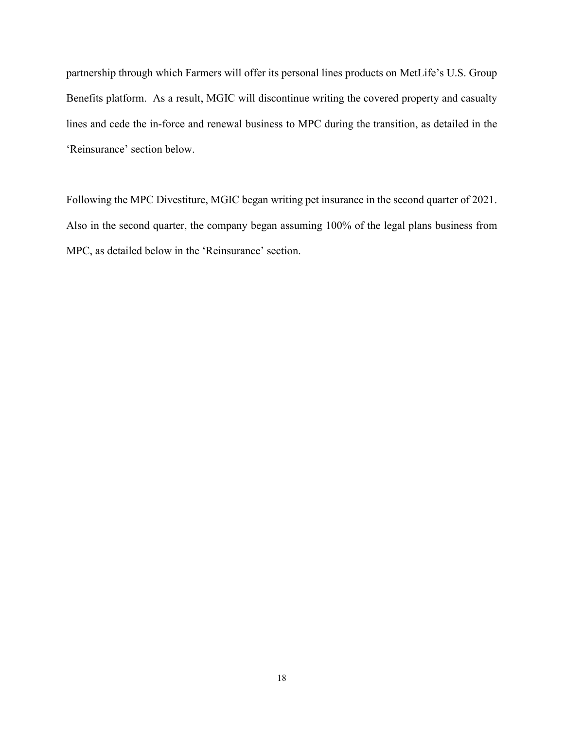partnership through which Farmers will offer its personal lines products on MetLife's U.S. Group Benefits platform. As a result, MGIC will discontinue writing the covered property and casualty lines and cede the in-force and renewal business to MPC during the transition, as detailed in the 'Reinsurance' section below.

Following the MPC Divestiture, MGIC began writing pet insurance in the second quarter of 2021. Also in the second quarter, the company began assuming 100% of the legal plans business from MPC, as detailed below in the 'Reinsurance' section.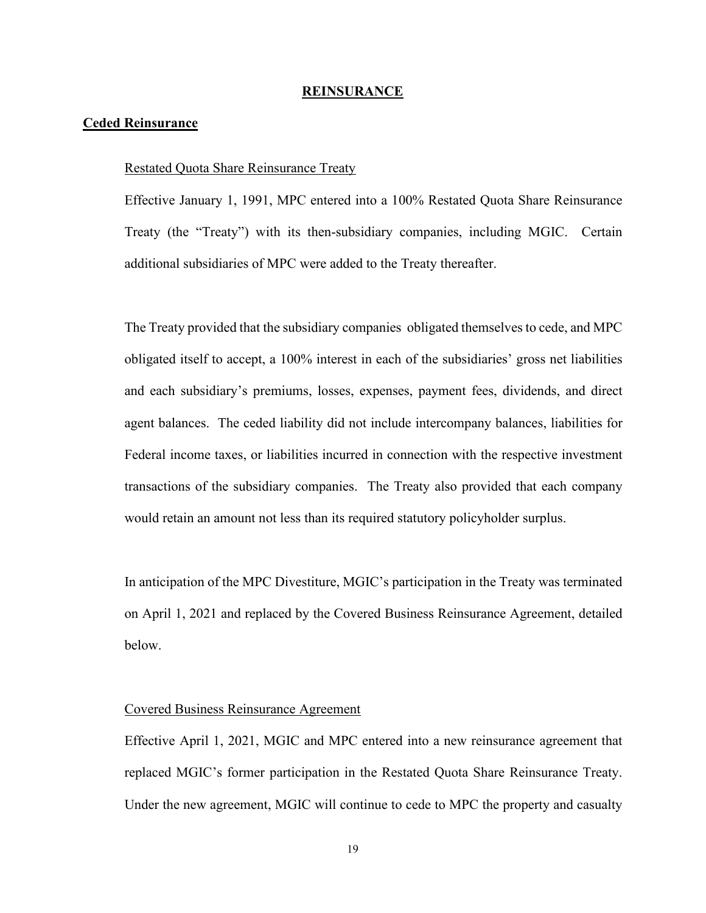# REINSURANCE

## Ceded Reinsurance

### Restated Quota Share Reinsurance Treaty

Effective January 1, 1991, MPC entered into a 100% Restated Quota Share Reinsurance Treaty (the "Treaty") with its then-subsidiary companies, including MGIC. Certain additional subsidiaries of MPC were added to the Treaty thereafter.

The Treaty provided that the subsidiary companies obligated themselves to cede, and MPC obligated itself to accept, a 100% interest in each of the subsidiaries' gross net liabilities and each subsidiary's premiums, losses, expenses, payment fees, dividends, and direct agent balances. The ceded liability did not include intercompany balances, liabilities for Federal income taxes, or liabilities incurred in connection with the respective investment transactions of the subsidiary companies. The Treaty also provided that each company would retain an amount not less than its required statutory policyholder surplus.

In anticipation of the MPC Divestiture, MGIC's participation in the Treaty was terminated on April 1, 2021 and replaced by the Covered Business Reinsurance Agreement, detailed below.

### Covered Business Reinsurance Agreement

Effective April 1, 2021, MGIC and MPC entered into a new reinsurance agreement that replaced MGIC's former participation in the Restated Quota Share Reinsurance Treaty. Under the new agreement, MGIC will continue to cede to MPC the property and casualty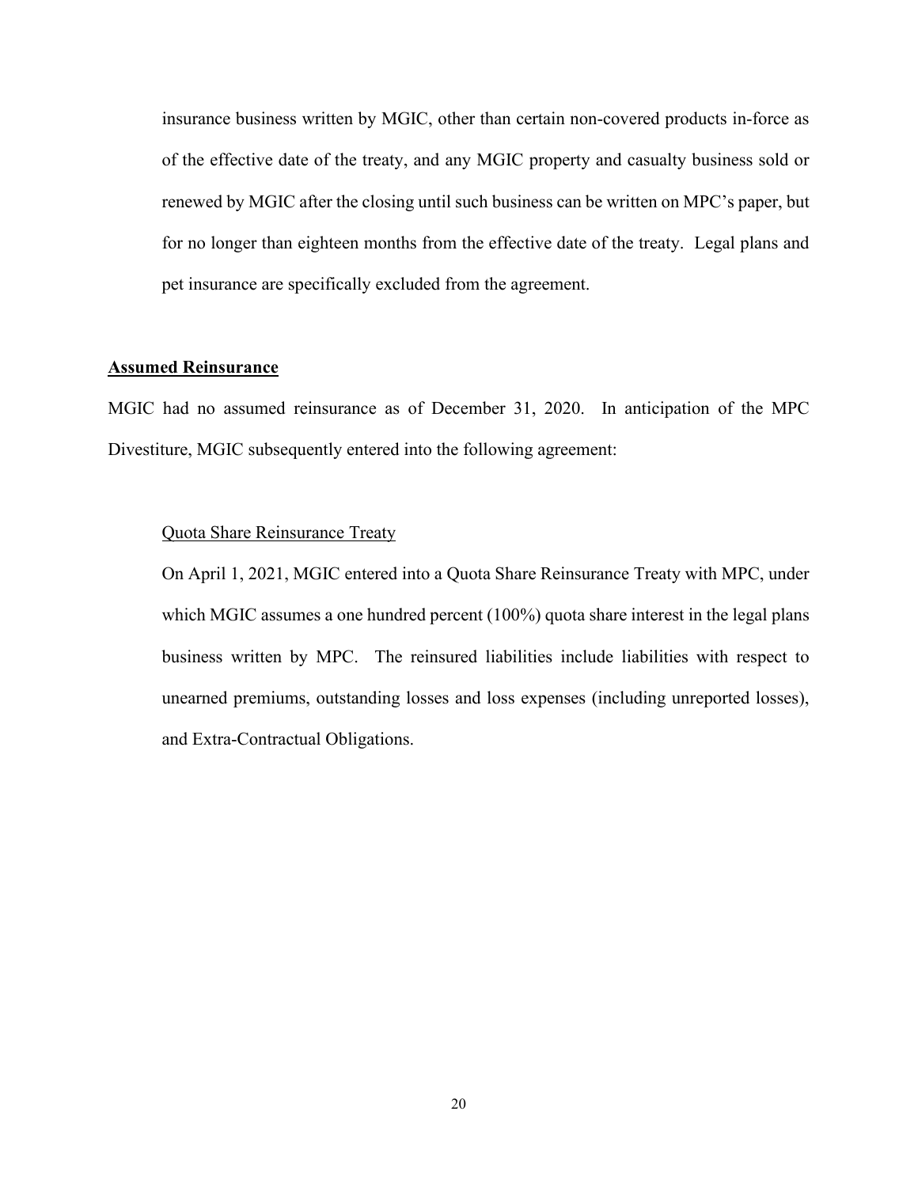insurance business written by MGIC, other than certain non-covered products in-force as of the effective date of the treaty, and any MGIC property and casualty business sold or renewed by MGIC after the closing until such business can be written on MPC's paper, but for no longer than eighteen months from the effective date of the treaty. Legal plans and pet insurance are specifically excluded from the agreement.

**Assumed Reinsurance**

MGIC had no assumed reinsurance as of December 31, 2020. In anticipation of the MPC Divestiture, MGIC subsequently entered into the following agreement:

Quota Share Reinsurance Treaty

On April 1, 2021, MGIC entered into a Quota Share Reinsurance Treaty with MPC, under which MGIC assumes a one hundred percent (100%) quota share interest in the legal plans business written by MPC. The reinsured liabilities include liabilities with respect to unearned premiums, outstanding losses and loss expenses (including unreported losses), and Extra-Contractual Obligations.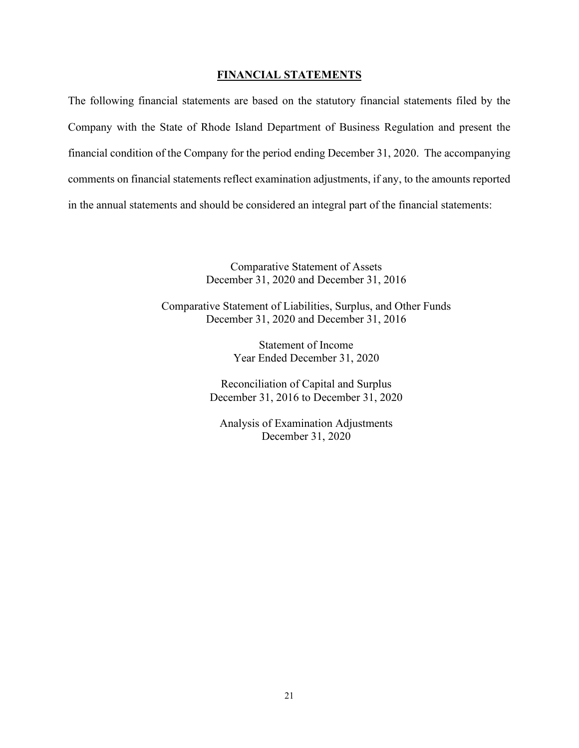## FINANCIAL STATEMENTS

The following financial statements are based on the statutory financial statements filed by the Company with the State of Rhode Island Department of Business Regulation and present the financial condition of the Company for the period ending December 31, 2020. The accompanying comments on financial statements reflect examination adjustments, if any, to the amounts reported in the annual statements and should be considered an integral part of the financial statements:

Comparative Statement of Assets
December 31, 2020 and December 31, 2016

Comparative Statement of Liabilities, Surplus, and Other Funds
December 31, 2020 and December 31, 2016

Statement of Income
Year Ended December 31, 2020

Reconciliation of Capital and Surplus
December 31, 2016 to December 31, 2020

Analysis of Examination Adjustments
December 31, 2020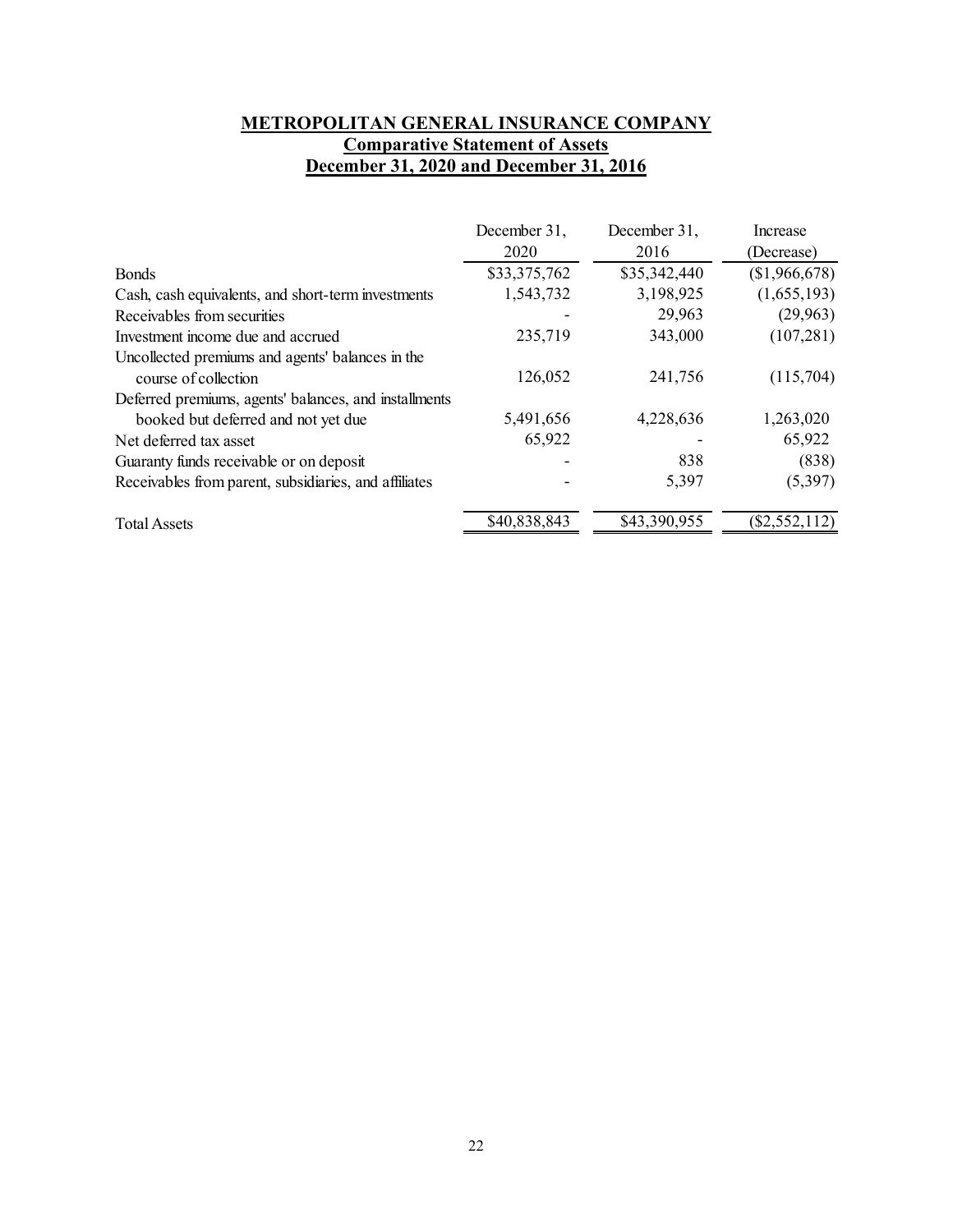**METROPOLITAN GENERAL INSURANCE COMPANY**
**Comparative Statement of Assets**
**December 31, 2020 and December 31, 2016**

| | December 31, 2020 | December 31, 2016 | Increase (Decrease) |
|---|---|---|---|
| Bonds | $33,375,762 | $35,342,440 | ($1,966,678) |
| Cash, cash equivalents, and short-term investments | 1,543,732 | 3,198,925 | (1,655,193) |
| Receivables from securities | - | 29,963 | (29,963) |
| Investment income due and accrued | 235,719 | 343,000 | (107,281) |
| Uncollected premiums and agents' balances in the course of collection | 126,052 | 241,756 | (115,704) |
| Deferred premiums, agents' balances, and installments booked but deferred and not yet due | 5,491,656 | 4,228,636 | 1,263,020 |
| Net deferred tax asset | 65,922 | - | 65,922 |
| Guaranty funds receivable or on deposit | - | 838 | (838) |
| Receivables from parent, subsidiaries, and affiliates | - | 5,397 | (5,397) |
| Total Assets | $40,838,843 | $43,390,955 | ($2,552,112) |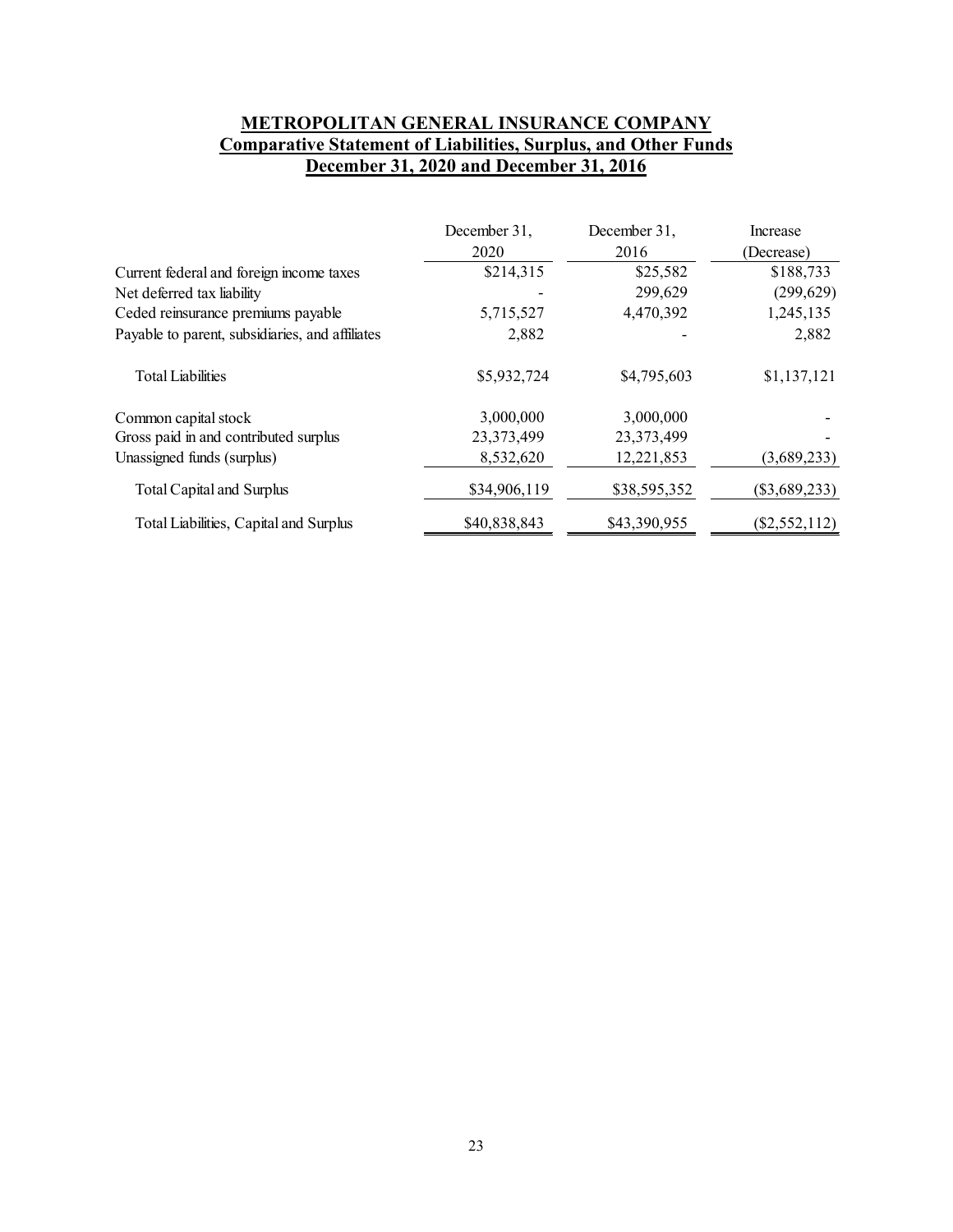# METROPOLITAN GENERAL INSURANCE COMPANY
## Comparative Statement of Liabilities, Surplus, and Other Funds
## December 31, 2020 and December 31, 2016

| | December 31, 2020 | December 31, 2016 | Increase (Decrease) |
|---|---|---|---|
| Current federal and foreign income taxes | $214,315 | $25,582 | $188,733 |
| Net deferred tax liability | - | 299,629 | (299,629) |
| Ceded reinsurance premiums payable | 5,715,527 | 4,470,392 | 1,245,135 |
| Payable to parent, subsidiaries, and affiliates | 2,882 | - | 2,882 |
| Total Liabilities | $5,932,724 | $4,795,603 | $1,137,121 |
| Common capital stock | 3,000,000 | 3,000,000 | - |
| Gross paid in and contributed surplus | 23,373,499 | 23,373,499 | - |
| Unassigned funds (surplus) | 8,532,620 | 12,221,853 | (3,689,233) |
| Total Capital and Surplus | $34,906,119 | $38,595,352 | ($3,689,233) |
| Total Liabilities, Capital and Surplus | $40,838,843 | $43,390,955 | ($2,552,112) |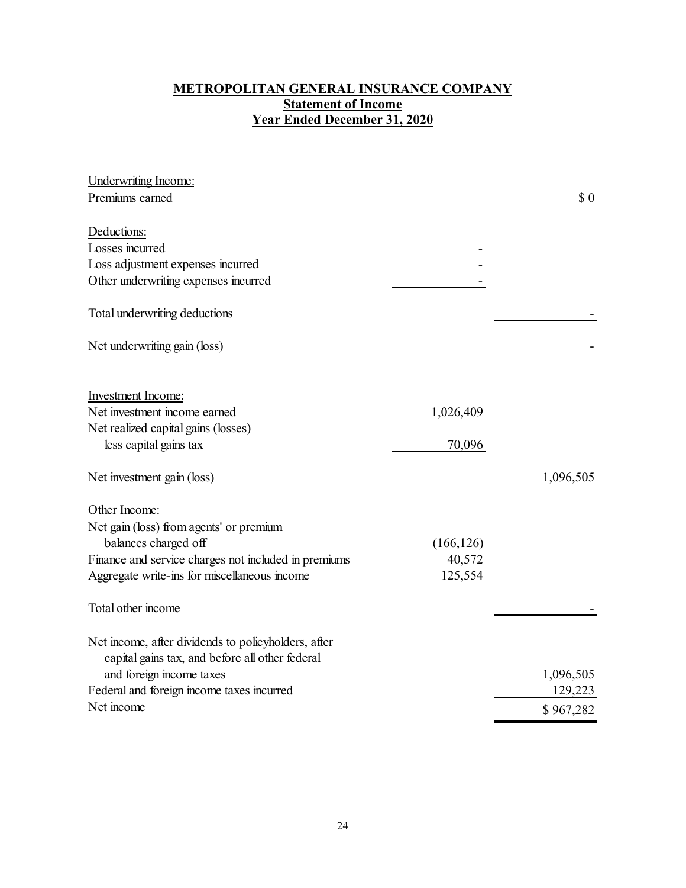## METROPOLITAN GENERAL INSURANCE COMPANY
## Statement of Income
## Year Ended December 31, 2020

| | | |
|---|---|---|
| Underwriting Income: | | |
| Premiums earned | | $ 0 |
| | | |
| Deductions: | | |
| Losses incurred | - | |
| Loss adjustment expenses incurred | - | |
| Other underwriting expenses incurred | - | |
| | | |
| Total underwriting deductions | | - |
| | | |
| Net underwriting gain (loss) | | - |
| | | |
| Investment Income: | | |
| Net investment income earned | 1,026,409 | |
| Net realized capital gains (losses) less capital gains tax | 70,096 | |
| | | |
| Net investment gain (loss) | | 1,096,505 |
| | | |
| Other Income: | | |
| Net gain (loss) from agents' or premium balances charged off | (166,126) | |
| Finance and service charges not included in premiums | 40,572 | |
| Aggregate write-ins for miscellaneous income | 125,554 | |
| | | |
| Total other income | | - |
| | | |
| Net income, after dividends to policyholders, after capital gains tax, and before all other federal and foreign income taxes | | 1,096,505 |
| Federal and foreign income taxes incurred | | 129,223 |
| Net income | | $ 967,282 |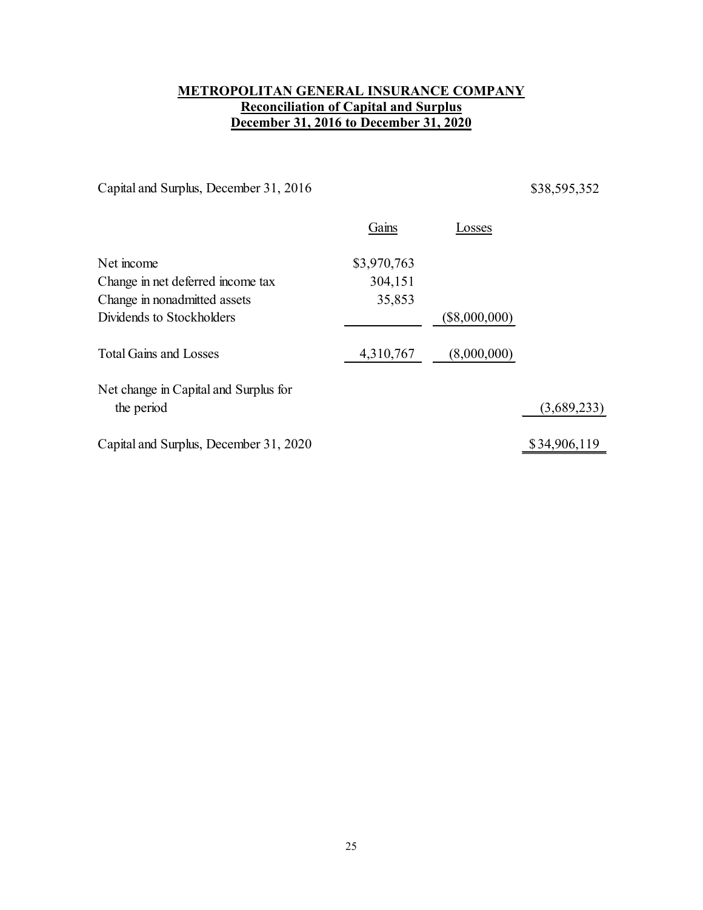**METROPOLITAN GENERAL INSURANCE COMPANY**
**Reconciliation of Capital and Surplus**
**December 31, 2016 to December 31, 2020**

| | Gains | Losses | |
|---|---|---|---|
| Capital and Surplus, December 31, 2016 | | | $38,595,352 |
| Net income | $3,970,763 | | |
| Change in net deferred income tax | 304,151 | | |
| Change in nonadmitted assets | 35,853 | | |
| Dividends to Stockholders | | ($8,000,000) | |
| Total Gains and Losses | 4,310,767 | (8,000,000) | |
| Net change in Capital and Surplus for the period | | | (3,689,233) |
| Capital and Surplus, December 31, 2020 | | | $34,906,119 |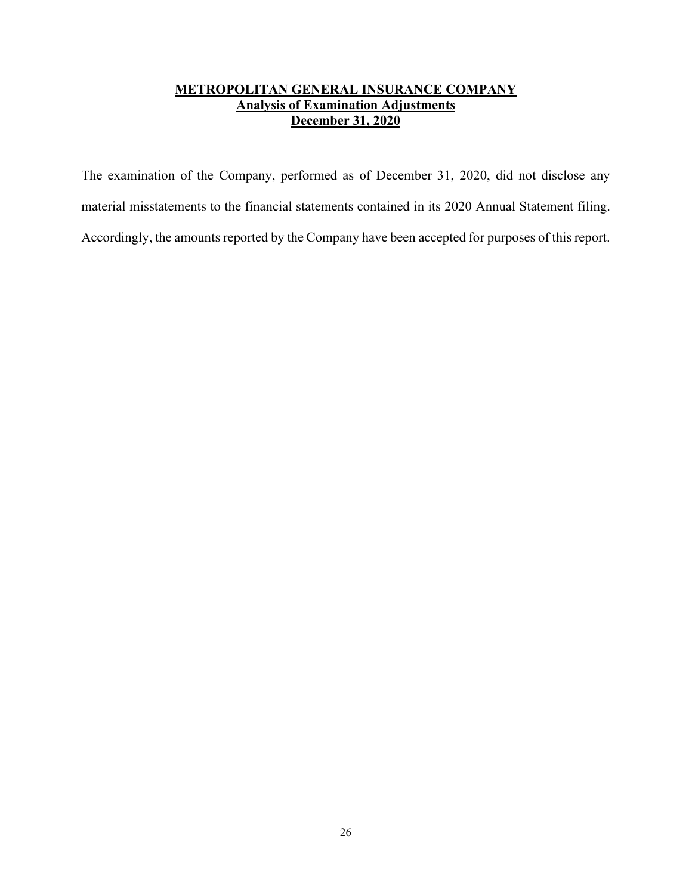# METROPOLITAN GENERAL INSURANCE COMPANY
## Analysis of Examination Adjustments
## December 31, 2020

The examination of the Company, performed as of December 31, 2020, did not disclose any material misstatements to the financial statements contained in its 2020 Annual Statement filing. Accordingly, the amounts reported by the Company have been accepted for purposes of this report.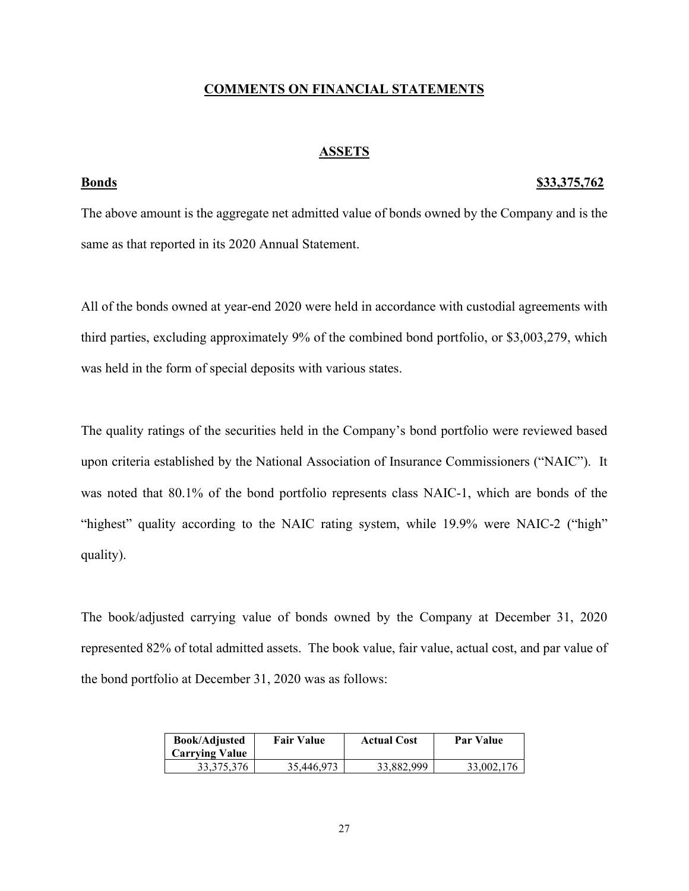## COMMENTS ON FINANCIAL STATEMENTS

### ASSETS

**Bonds** **$33,375,762**

The above amount is the aggregate net admitted value of bonds owned by the Company and is the same as that reported in its 2020 Annual Statement.

All of the bonds owned at year-end 2020 were held in accordance with custodial agreements with third parties, excluding approximately 9% of the combined bond portfolio, or $3,003,279, which was held in the form of special deposits with various states.

The quality ratings of the securities held in the Company's bond portfolio were reviewed based upon criteria established by the National Association of Insurance Commissioners ("NAIC"). It was noted that 80.1% of the bond portfolio represents class NAIC-1, which are bonds of the "highest" quality according to the NAIC rating system, while 19.9% were NAIC-2 ("high" quality).

The book/adjusted carrying value of bonds owned by the Company at December 31, 2020 represented 82% of total admitted assets. The book value, fair value, actual cost, and par value of the bond portfolio at December 31, 2020 was as follows:

| Book/Adjusted Carrying Value | Fair Value | Actual Cost | Par Value |
|---|---|---|---|
| 33,375,376 | 35,446,973 | 33,882,999 | 33,002,176 |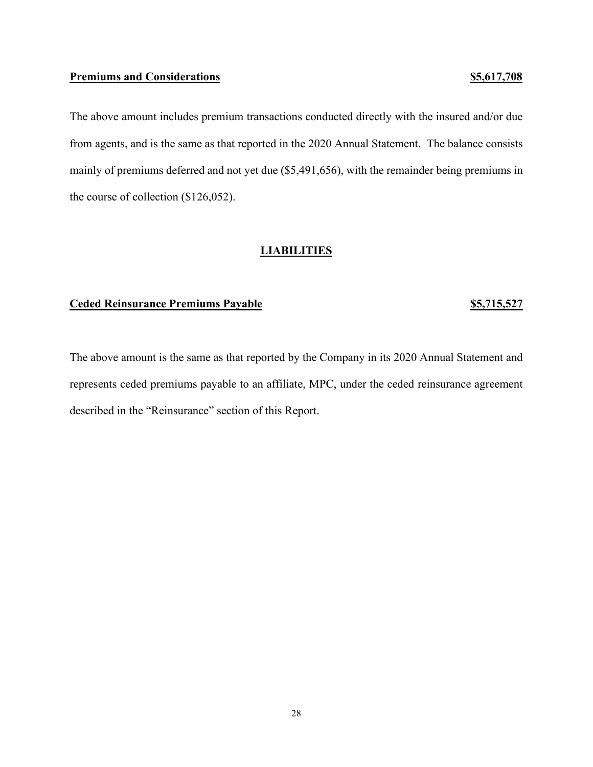**Premiums and Considerations** **$5,617,708**

The above amount includes premium transactions conducted directly with the insured and/or due from agents, and is the same as that reported in the 2020 Annual Statement. The balance consists mainly of premiums deferred and not yet due ($5,491,656), with the remainder being premiums in the course of collection ($126,052).

## LIABILITIES

**Ceded Reinsurance Premiums Payable** **$5,715,527**

The above amount is the same as that reported by the Company in its 2020 Annual Statement and represents ceded premiums payable to an affiliate, MPC, under the ceded reinsurance agreement described in the "Reinsurance" section of this Report.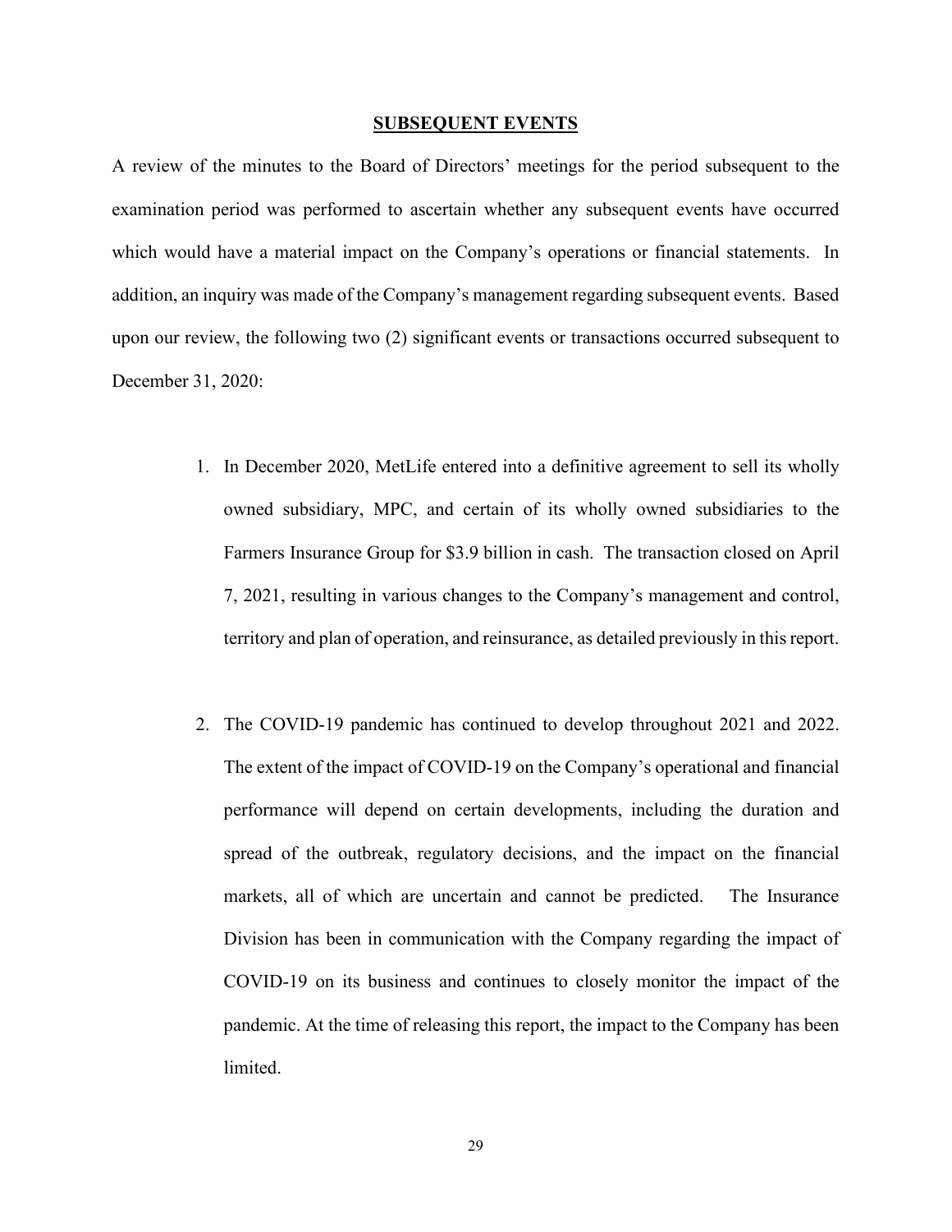## SUBSEQUENT EVENTS

A review of the minutes to the Board of Directors' meetings for the period subsequent to the examination period was performed to ascertain whether any subsequent events have occurred which would have a material impact on the Company's operations or financial statements. In addition, an inquiry was made of the Company's management regarding subsequent events. Based upon our review, the following two (2) significant events or transactions occurred subsequent to December 31, 2020:

1. In December 2020, MetLife entered into a definitive agreement to sell its wholly owned subsidiary, MPC, and certain of its wholly owned subsidiaries to the Farmers Insurance Group for $3.9 billion in cash. The transaction closed on April 7, 2021, resulting in various changes to the Company's management and control, territory and plan of operation, and reinsurance, as detailed previously in this report.

2. The COVID-19 pandemic has continued to develop throughout 2021 and 2022. The extent of the impact of COVID-19 on the Company's operational and financial performance will depend on certain developments, including the duration and spread of the outbreak, regulatory decisions, and the impact on the financial markets, all of which are uncertain and cannot be predicted. The Insurance Division has been in communication with the Company regarding the impact of COVID-19 on its business and continues to closely monitor the impact of the pandemic. At the time of releasing this report, the impact to the Company has been limited.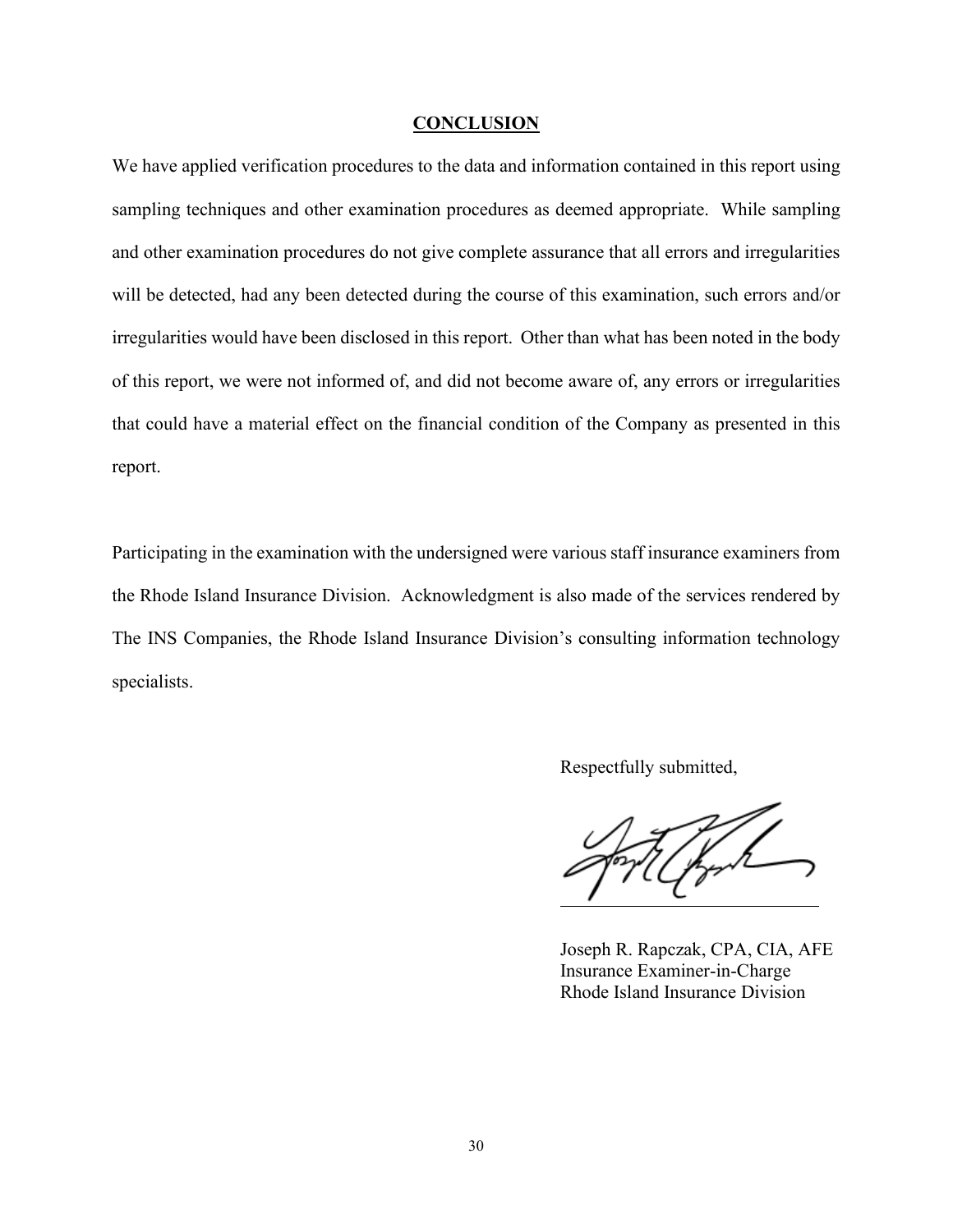## CONCLUSION

We have applied verification procedures to the data and information contained in this report using sampling techniques and other examination procedures as deemed appropriate. While sampling and other examination procedures do not give complete assurance that all errors and irregularities will be detected, had any been detected during the course of this examination, such errors and/or irregularities would have been disclosed in this report. Other than what has been noted in the body of this report, we were not informed of, and did not become aware of, any errors or irregularities that could have a material effect on the financial condition of the Company as presented in this report.

Participating in the examination with the undersigned were various staff insurance examiners from the Rhode Island Insurance Division. Acknowledgment is also made of the services rendered by The INS Companies, the Rhode Island Insurance Division's consulting information technology specialists.

Respectfully submitted,

Joseph R. Rapczak, CPA, CIA, AFE
Insurance Examiner-in-Charge
Rhode Island Insurance Division